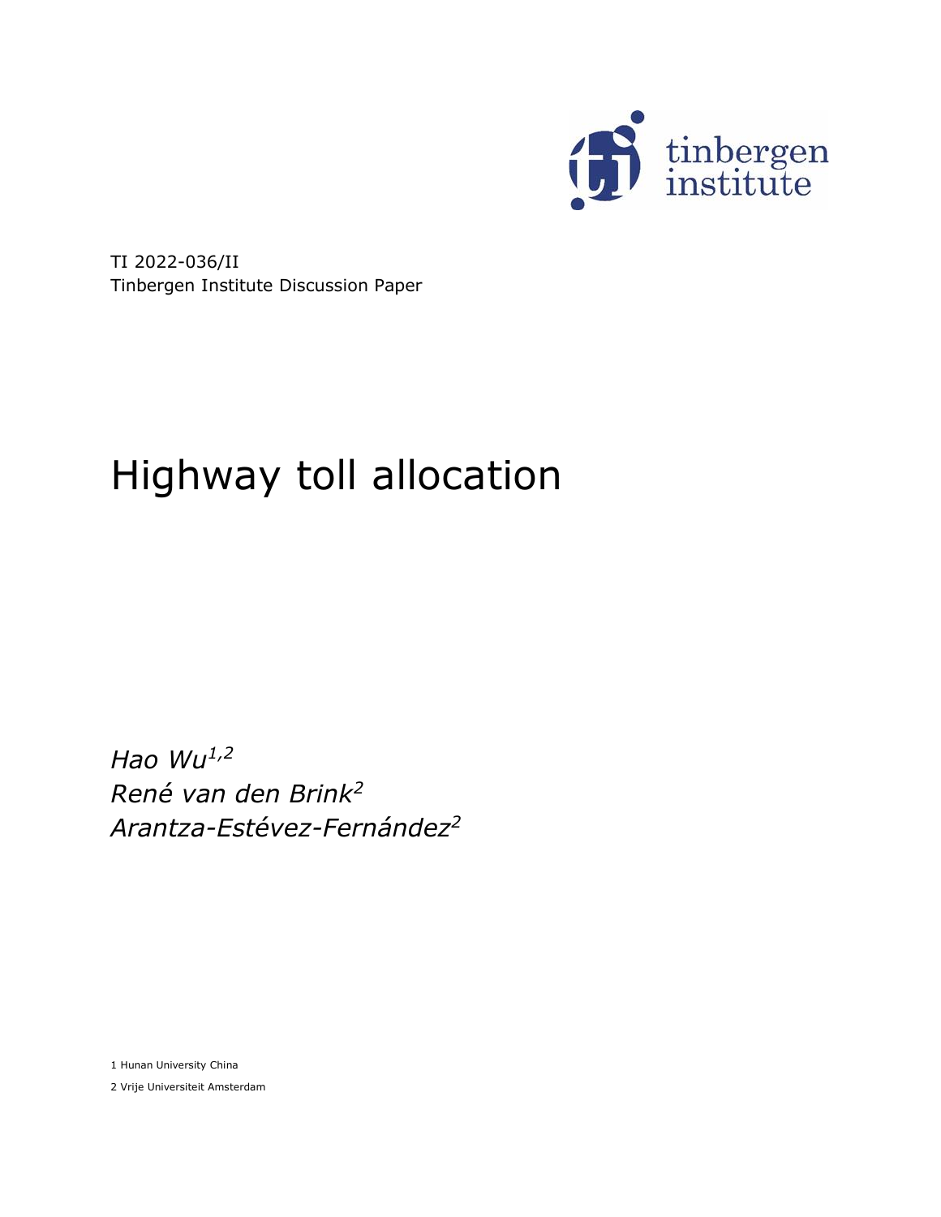TI 2022-036/II
Tinbergen Institute Discussion Paper

# Highway toll allocation

*Hao Wu*[1,2]
*René van den Brink*[2]
*Arantza-Estévez-Fernández*[2]

1 Hunan University China

2 Vrije Universiteit Amsterdam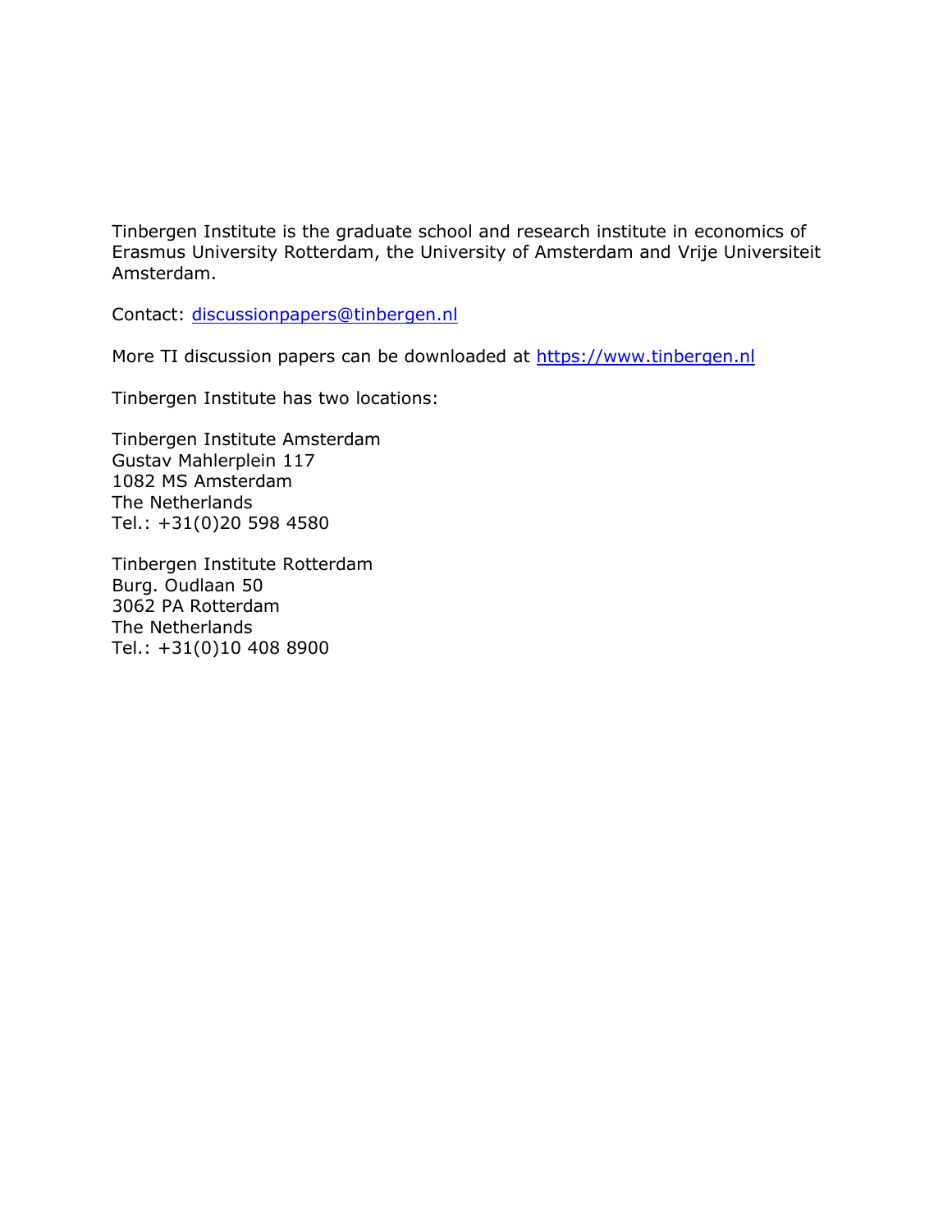Tinbergen Institute is the graduate school and research institute in economics of Erasmus University Rotterdam, the University of Amsterdam and Vrije Universiteit Amsterdam.

Contact: discussionpapers@tinbergen.nl

More TI discussion papers can be downloaded at https://www.tinbergen.nl

Tinbergen Institute has two locations:

Tinbergen Institute Amsterdam
Gustav Mahlerplein 117
1082 MS Amsterdam
The Netherlands
Tel.: +31(0)20 598 4580

Tinbergen Institute Rotterdam
Burg. Oudlaan 50
3062 PA Rotterdam
The Netherlands
Tel.: +31(0)10 408 8900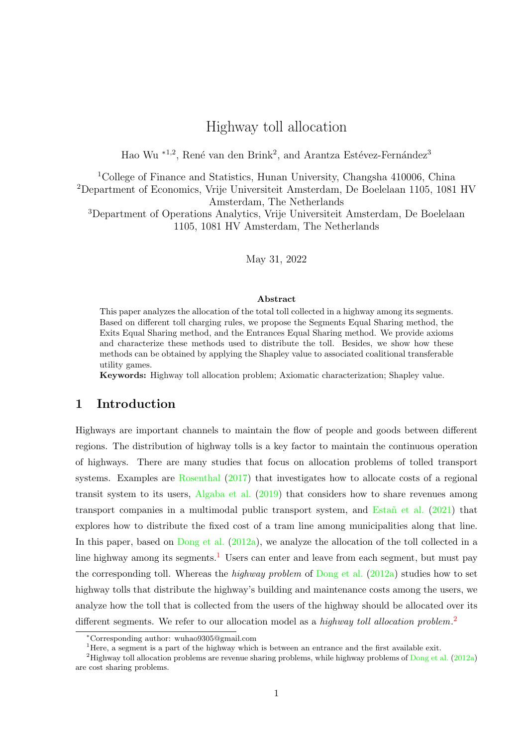# Highway toll allocation

Hao Wu [*1,2], René van den Brink[2], and Arantza Estévez-Fernández[3]

[1]College of Finance and Statistics, Hunan University, Changsha 410006, China

[2]Department of Economics, Vrije Universiteit Amsterdam, De Boelelaan 1105, 1081 HV Amsterdam, The Netherlands

[3]Department of Operations Analytics, Vrije Universiteit Amsterdam, De Boelelaan 1105, 1081 HV Amsterdam, The Netherlands

May 31, 2022

## Abstract

This paper analyzes the allocation of the total toll collected in a highway among its segments. Based on different toll charging rules, we propose the Segments Equal Sharing method, the Exits Equal Sharing method, and the Entrances Equal Sharing method. We provide axioms and characterize these methods used to distribute the toll. Besides, we show how these methods can be obtained by applying the Shapley value to associated coalitional transferable utility games.

**Keywords:** Highway toll allocation problem; Axiomatic characterization; Shapley value.

## 1 Introduction

Highways are important channels to maintain the flow of people and goods between different regions. The distribution of highway tolls is a key factor to maintain the continuous operation of highways. There are many studies that focus on allocation problems of tolled transport systems. Examples are Rosenthal (2017) that investigates how to allocate costs of a regional transit system to its users, Algaba et al. (2019) that considers how to share revenues among transport companies in a multimodal public transport system, and Estañ et al. (2021) that explores how to distribute the fixed cost of a tram line among municipalities along that line. In this paper, based on Dong et al. (2012a), we analyze the allocation of the toll collected in a line highway among its segments.[1] Users can enter and leave from each segment, but must pay the corresponding toll. Whereas the *highway problem* of Dong et al. (2012a) studies how to set highway tolls that distribute the highway's building and maintenance costs among the users, we analyze how the toll that is collected from the users of the highway should be allocated over its different segments. We refer to our allocation model as a *highway toll allocation problem*.[2]

---

[*]Corresponding author: wuhao9305@gmail.com

[1]Here, a segment is a part of the highway which is between an entrance and the first available exit.

[2]Highway toll allocation problems are revenue sharing problems, while highway problems of Dong et al. (2012a) are cost sharing problems.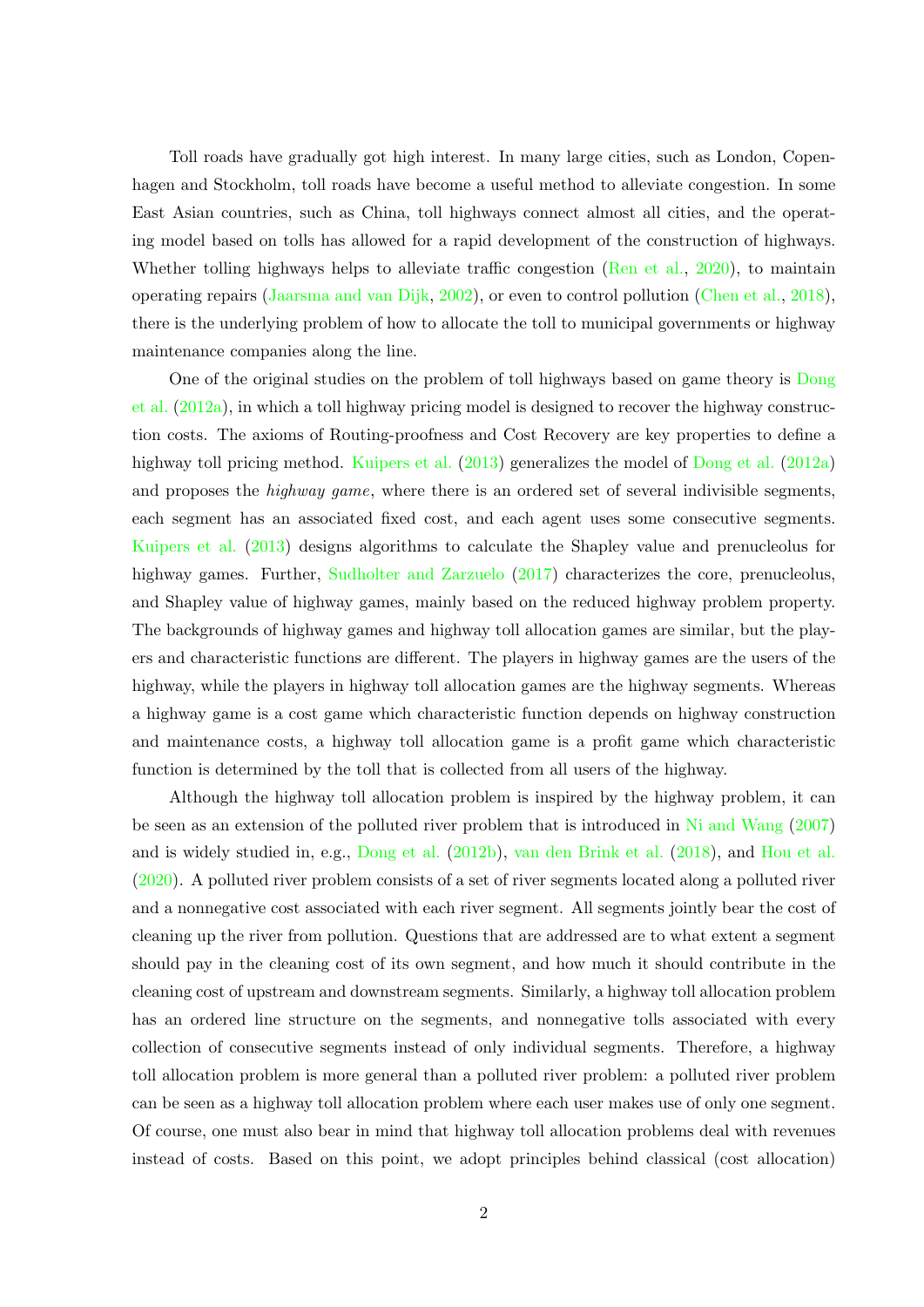Toll roads have gradually got high interest. In many large cities, such as London, Copenhagen and Stockholm, toll roads have become a useful method to alleviate congestion. In some East Asian countries, such as China, toll highways connect almost all cities, and the operating model based on tolls has allowed for a rapid development of the construction of highways. Whether tolling highways helps to alleviate traffic congestion (Ren et al., 2020), to maintain operating repairs (Jaarsma and van Dijk, 2002), or even to control pollution (Chen et al., 2018), there is the underlying problem of how to allocate the toll to municipal governments or highway maintenance companies along the line.

One of the original studies on the problem of toll highways based on game theory is Dong et al. (2012a), in which a toll highway pricing model is designed to recover the highway construction costs. The axioms of Routing-proofness and Cost Recovery are key properties to define a highway toll pricing method. Kuipers et al. (2013) generalizes the model of Dong et al. (2012a) and proposes the *highway game*, where there is an ordered set of several indivisible segments, each segment has an associated fixed cost, and each agent uses some consecutive segments. Kuipers et al. (2013) designs algorithms to calculate the Shapley value and prenucleolus for highway games. Further, Sudholter and Zarzuelo (2017) characterizes the core, prenucleolus, and Shapley value of highway games, mainly based on the reduced highway problem property. The backgrounds of highway games and highway toll allocation games are similar, but the players and characteristic functions are different. The players in highway games are the users of the highway, while the players in highway toll allocation games are the highway segments. Whereas a highway game is a cost game which characteristic function depends on highway construction and maintenance costs, a highway toll allocation game is a profit game which characteristic function is determined by the toll that is collected from all users of the highway.

Although the highway toll allocation problem is inspired by the highway problem, it can be seen as an extension of the polluted river problem that is introduced in Ni and Wang (2007) and is widely studied in, e.g., Dong et al. (2012b), van den Brink et al. (2018), and Hou et al. (2020). A polluted river problem consists of a set of river segments located along a polluted river and a nonnegative cost associated with each river segment. All segments jointly bear the cost of cleaning up the river from pollution. Questions that are addressed are to what extent a segment should pay in the cleaning cost of its own segment, and how much it should contribute in the cleaning cost of upstream and downstream segments. Similarly, a highway toll allocation problem has an ordered line structure on the segments, and nonnegative tolls associated with every collection of consecutive segments instead of only individual segments. Therefore, a highway toll allocation problem is more general than a polluted river problem: a polluted river problem can be seen as a highway toll allocation problem where each user makes use of only one segment. Of course, one must also bear in mind that highway toll allocation problems deal with revenues instead of costs. Based on this point, we adopt principles behind classical (cost allocation)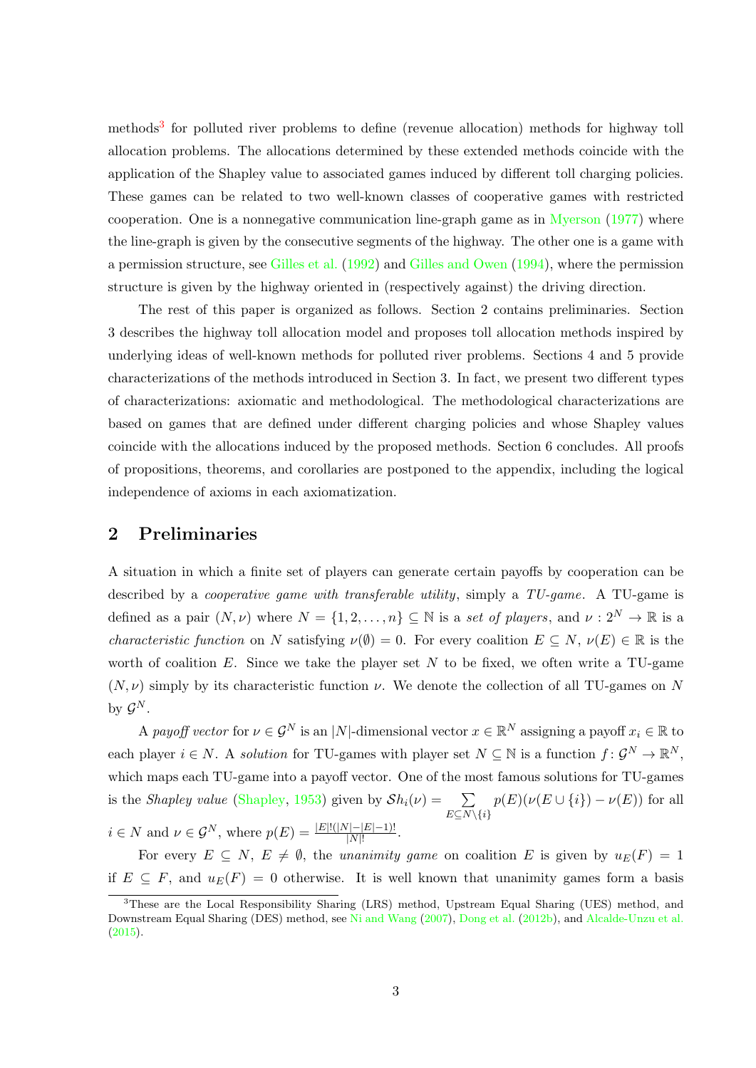methods[3] for polluted river problems to define (revenue allocation) methods for highway toll allocation problems. The allocations determined by these extended methods coincide with the application of the Shapley value to associated games induced by different toll charging policies. These games can be related to two well-known classes of cooperative games with restricted cooperation. One is a nonnegative communication line-graph game as in Myerson (1977) where the line-graph is given by the consecutive segments of the highway. The other one is a game with a permission structure, see Gilles et al. (1992) and Gilles and Owen (1994), where the permission structure is given by the highway oriented in (respectively against) the driving direction.

The rest of this paper is organized as follows. Section 2 contains preliminaries. Section 3 describes the highway toll allocation model and proposes toll allocation methods inspired by underlying ideas of well-known methods for polluted river problems. Sections 4 and 5 provide characterizations of the methods introduced in Section 3. In fact, we present two different types of characterizations: axiomatic and methodological. The methodological characterizations are based on games that are defined under different charging policies and whose Shapley values coincide with the allocations induced by the proposed methods. Section 6 concludes. All proofs of propositions, theorems, and corollaries are postponed to the appendix, including the logical independence of axioms in each axiomatization.

## 2 Preliminaries

A situation in which a finite set of players can generate certain payoffs by cooperation can be described by a *cooperative game with transferable utility*, simply a *TU-game*. A TU-game is defined as a pair $(N, \nu)$ where $N = \{1, 2, \ldots, n\} \subseteq \mathbb{N}$ is a *set of players*, and $\nu : 2^N \to \mathbb{R}$ is a *characteristic function* on $N$ satisfying $\nu(\emptyset) = 0$. For every coalition $E \subseteq N$, $\nu(E) \in \mathbb{R}$ is the worth of coalition $E$. Since we take the player set $N$ to be fixed, we often write a TU-game $(N, \nu)$ simply by its characteristic function $\nu$. We denote the collection of all TU-games on $N$ by $\mathcal{G}^N$.

A *payoff vector* for $\nu \in \mathcal{G}^N$ is an $|N|$-dimensional vector $x \in \mathbb{R}^N$ assigning a payoff $x_i \in \mathbb{R}$ to each player $i \in N$. A *solution* for TU-games with player set $N \subseteq \mathbb{N}$ is a function $f : \mathcal{G}^N \to \mathbb{R}^N$, which maps each TU-game into a payoff vector. One of the most famous solutions for TU-games is the *Shapley value* (Shapley, 1953) given by $\mathcal{S}h_i(\nu) = \sum_{E \subseteq N \setminus \{i\}} p(E)(\nu(E \cup \{i\}) - \nu(E))$ for all $i \in N$ and $\nu \in \mathcal{G}^N$, where $p(E) = \frac{|E|!(|N|-|E|-1)!}{|N|!}$.

For every $E \subseteq N$, $E \neq \emptyset$, the *unanimity game* on coalition $E$ is given by $u_E(F) = 1$ if $E \subseteq F$, and $u_E(F) = 0$ otherwise. It is well known that unanimity games form a basis

[3] These are the Local Responsibility Sharing (LRS) method, Upstream Equal Sharing (UES) method, and Downstream Equal Sharing (DES) method, see Ni and Wang (2007), Dong et al. (2012b), and Alcalde-Unzu et al. (2015).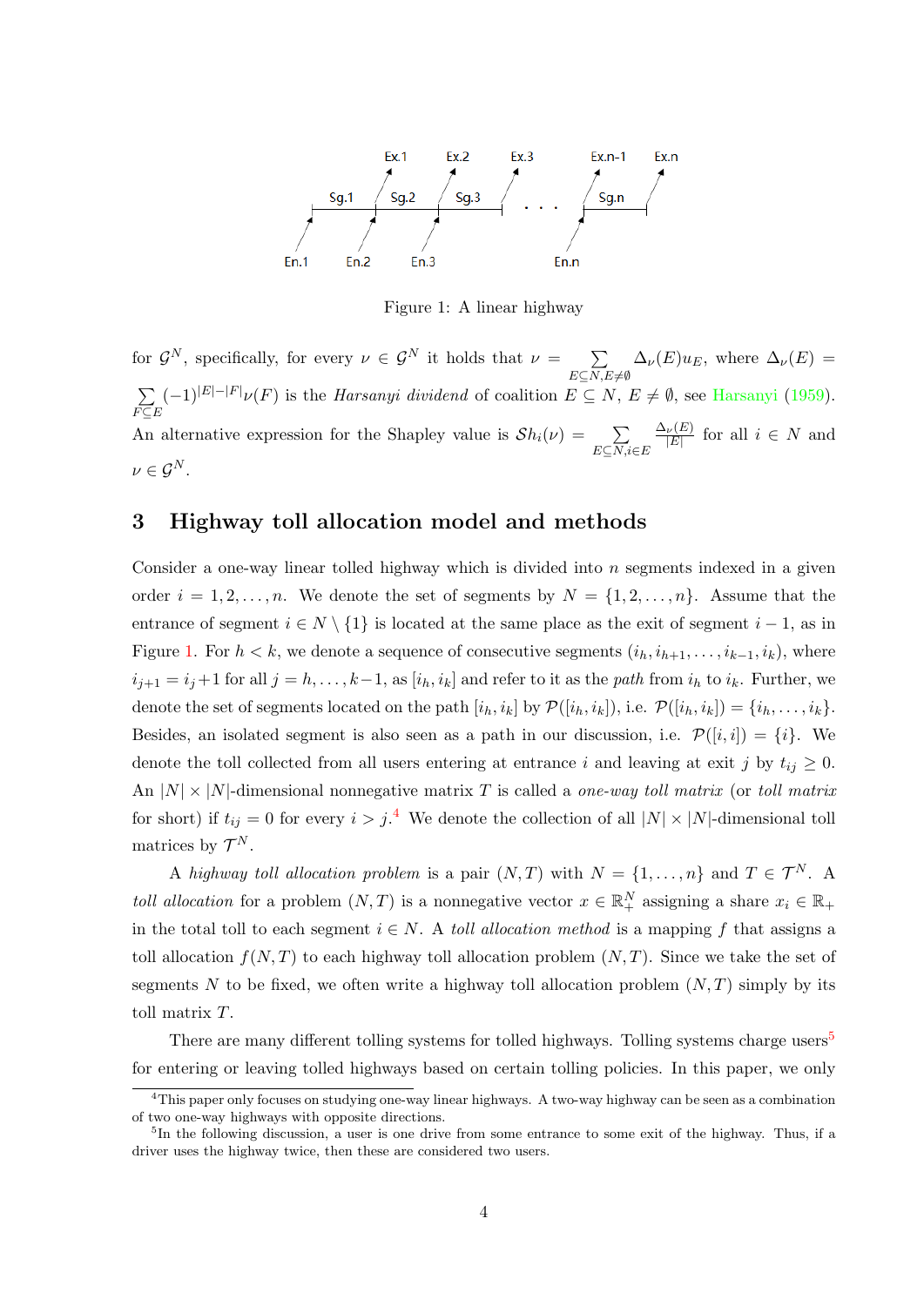Figure 1: A linear highway

for $\mathcal{G}^N$, specifically, for every $\nu \in \mathcal{G}^N$ it holds that $\nu = \sum_{E \subseteq N, E \neq \emptyset} \Delta_\nu(E) u_E$, where $\Delta_\nu(E) = \sum_{F \subseteq E} (-1)^{|E|-|F|} \nu(F)$ is the *Harsanyi dividend* of coalition $E \subseteq N$, $E \neq \emptyset$, see Harsanyi (1959). An alternative expression for the Shapley value is $\mathcal{S}h_i(\nu) = \sum_{E \subseteq N, i \in E} \frac{\Delta_\nu(E)}{|E|}$ for all $i \in N$ and $\nu \in \mathcal{G}^N$.

## 3 Highway toll allocation model and methods

Consider a one-way linear tolled highway which is divided into $n$ segments indexed in a given order $i = 1, 2, \ldots, n$. We denote the set of segments by $N = \{1, 2, \ldots, n\}$. Assume that the entrance of segment $i \in N \setminus \{1\}$ is located at the same place as the exit of segment $i - 1$, as in Figure 1. For $h < k$, we denote a sequence of consecutive segments $(i_h, i_{h+1}, \ldots, i_{k-1}, i_k)$, where $i_{j+1} = i_j + 1$ for all $j = h, \ldots, k-1$, as $[i_h, i_k]$ and refer to it as the *path* from $i_h$ to $i_k$. Further, we denote the set of segments located on the path $[i_h, i_k]$ by $\mathcal{P}([i_h, i_k])$, i.e. $\mathcal{P}([i_h, i_k]) = \{i_h, \ldots, i_k\}$. Besides, an isolated segment is also seen as a path in our discussion, i.e. $\mathcal{P}([i, i]) = \{i\}$. We denote the toll collected from all users entering at entrance $i$ and leaving at exit $j$ by $t_{ij} \geq 0$. An $|N| \times |N|$-dimensional nonnegative matrix $T$ is called a *one-way toll matrix* (or *toll matrix* for short) if $t_{ij} = 0$ for every $i > j$.[4] We denote the collection of all $|N| \times |N|$-dimensional toll matrices by $\mathcal{T}^N$.

A *highway toll allocation problem* is a pair $(N, T)$ with $N = \{1, \ldots, n\}$ and $T \in \mathcal{T}^N$. A *toll allocation* for a problem $(N, T)$ is a nonnegative vector $x \in \mathbb{R}^N_+$ assigning a share $x_i \in \mathbb{R}_+$ in the total toll to each segment $i \in N$. A *toll allocation method* is a mapping $f$ that assigns a toll allocation $f(N, T)$ to each highway toll allocation problem $(N, T)$. Since we take the set of segments $N$ to be fixed, we often write a highway toll allocation problem $(N, T)$ simply by its toll matrix $T$.

There are many different tolling systems for tolled highways. Tolling systems charge users[5] for entering or leaving tolled highways based on certain tolling policies. In this paper, we only

[4] This paper only focuses on studying one-way linear highways. A two-way highway can be seen as a combination of two one-way highways with opposite directions.

[5] In the following discussion, a user is one drive from some entrance to some exit of the highway. Thus, if a driver uses the highway twice, then these are considered two users.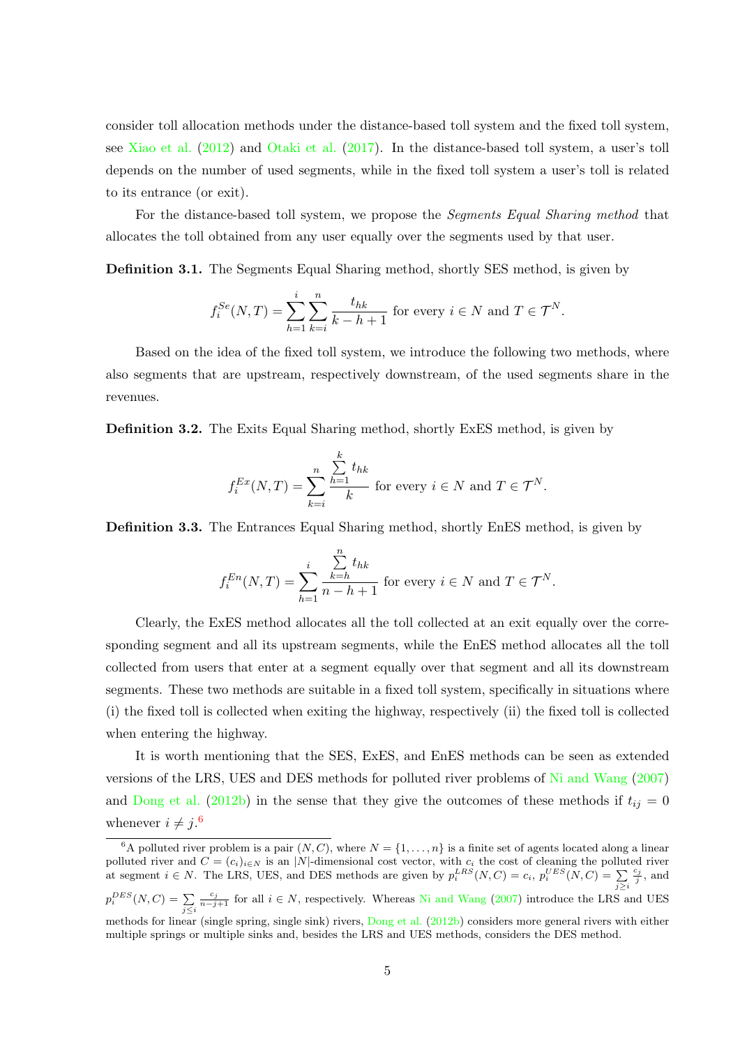consider toll allocation methods under the distance-based toll system and the fixed toll system, see Xiao et al. (2012) and Otaki et al. (2017). In the distance-based toll system, a user's toll depends on the number of used segments, while in the fixed toll system a user's toll is related to its entrance (or exit).

For the distance-based toll system, we propose the *Segments Equal Sharing method* that allocates the toll obtained from any user equally over the segments used by that user.

**Definition 3.1.** The Segments Equal Sharing method, shortly SES method, is given by

$$f_i^{Se}(N,T) = \sum_{h=1}^{i} \sum_{k=i}^{n} \frac{t_{hk}}{k-h+1} \text{ for every } i \in N \text{ and } T \in \mathcal{T}^N.$$

Based on the idea of the fixed toll system, we introduce the following two methods, where also segments that are upstream, respectively downstream, of the used segments share in the revenues.

**Definition 3.2.** The Exits Equal Sharing method, shortly ExES method, is given by

$$f_i^{Ex}(N,T) = \sum_{k=i}^{n} \frac{\sum_{h=1}^{k} t_{hk}}{k} \text{ for every } i \in N \text{ and } T \in \mathcal{T}^N.$$

**Definition 3.3.** The Entrances Equal Sharing method, shortly EnES method, is given by

$$f_i^{En}(N,T) = \sum_{h=1}^{i} \frac{\sum_{k=h}^{n} t_{hk}}{n-h+1} \text{ for every } i \in N \text{ and } T \in \mathcal{T}^N.$$

Clearly, the ExES method allocates all the toll collected at an exit equally over the corresponding segment and all its upstream segments, while the EnES method allocates all the toll collected from users that enter at a segment equally over that segment and all its downstream segments. These two methods are suitable in a fixed toll system, specifically in situations where (i) the fixed toll is collected when exiting the highway, respectively (ii) the fixed toll is collected when entering the highway.

It is worth mentioning that the SES, ExES, and EnES methods can be seen as extended versions of the LRS, UES and DES methods for polluted river problems of Ni and Wang (2007) and Dong et al. (2012b) in the sense that they give the outcomes of these methods if $t_{ij} = 0$ whenever $i \neq j$.[6]

[6] A polluted river problem is a pair $(N, C)$, where $N = \{1, \ldots, n\}$ is a finite set of agents located along a linear polluted river and $C = (c_i)_{i \in N}$ is an $|N|$-dimensional cost vector, with $c_i$ the cost of cleaning the polluted river at segment $i \in N$. The LRS, UES, and DES methods are given by $p_i^{LRS}(N,C) = c_i$, $p_i^{UES}(N,C) = \sum_{j \geq i} \frac{c_j}{j}$, and $p_i^{DES}(N,C) = \sum_{j \leq i} \frac{c_j}{n-j+1}$ for all $i \in N$, respectively. Whereas Ni and Wang (2007) introduce the LRS and UES methods for linear (single spring, single sink) rivers, Dong et al. (2012b) considers more general rivers with either multiple springs or multiple sinks and, besides the LRS and UES methods, considers the DES method.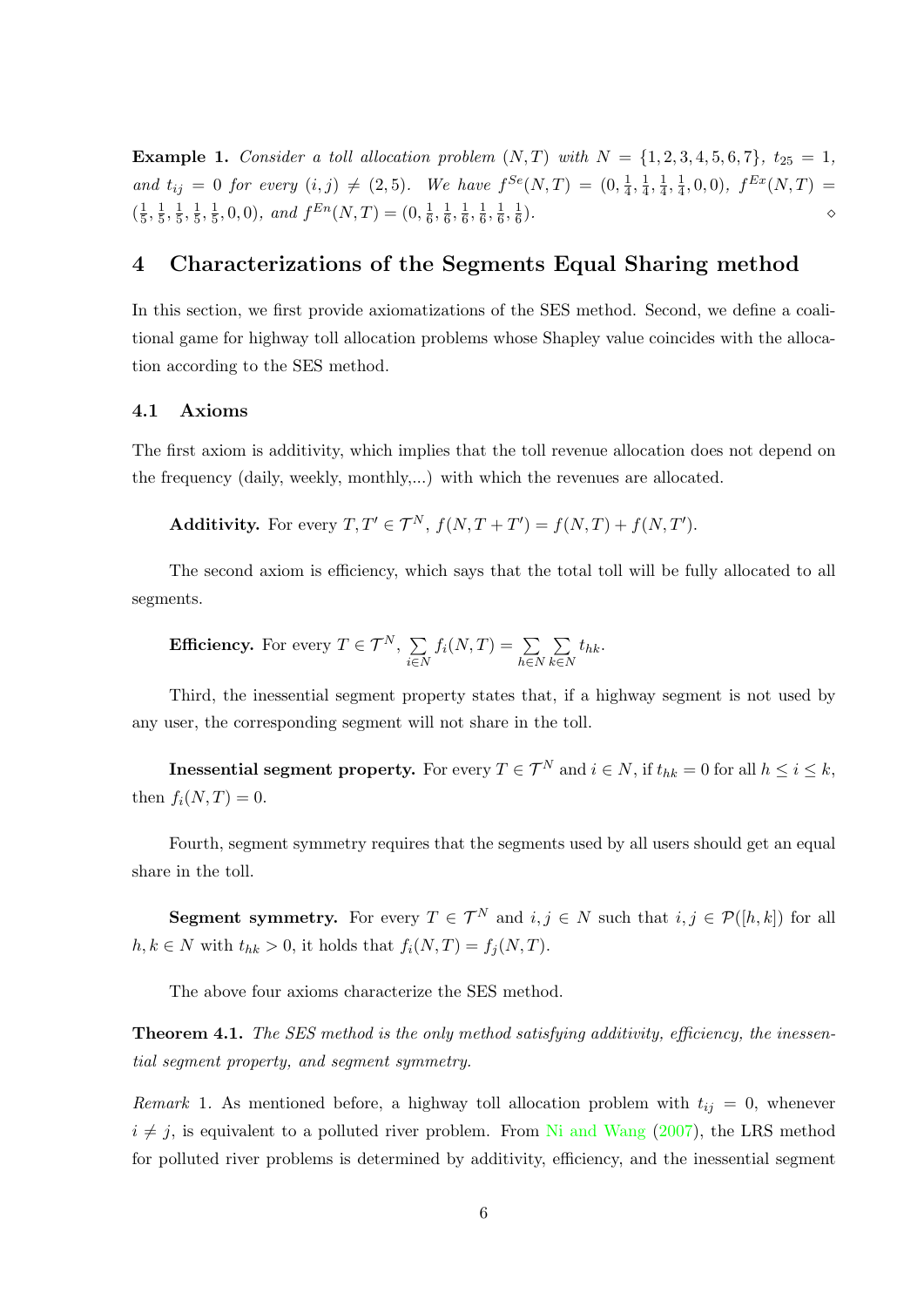**Example 1.** *Consider a toll allocation problem $(N, T)$ with $N = \{1, 2, 3, 4, 5, 6, 7\}$, $t_{25} = 1$, and $t_{ij} = 0$ for every $(i, j) \neq (2, 5)$. We have $f^{Se}(N, T) = (0, \frac{1}{4}, \frac{1}{4}, \frac{1}{4}, \frac{1}{4}, 0, 0)$, $f^{Ex}(N, T) = (\frac{1}{5}, \frac{1}{5}, \frac{1}{5}, \frac{1}{5}, \frac{1}{5}, 0, 0)$, and $f^{En}(N, T) = (0, \frac{1}{6}, \frac{1}{6}, \frac{1}{6}, \frac{1}{6}, \frac{1}{6}, \frac{1}{6})$.* ◇

## 4 Characterizations of the Segments Equal Sharing method

In this section, we first provide axiomatizations of the SES method. Second, we define a coalitional game for highway toll allocation problems whose Shapley value coincides with the allocation according to the SES method.

### 4.1 Axioms

The first axiom is additivity, which implies that the toll revenue allocation does not depend on the frequency (daily, weekly, monthly,...) with which the revenues are allocated.

**Additivity.** For every $T, T' \in \mathcal{T}^N$, $f(N, T + T') = f(N, T) + f(N, T')$.

The second axiom is efficiency, which says that the total toll will be fully allocated to all segments.

**Efficiency.** For every $T \in \mathcal{T}^N$, $\sum_{i \in N} f_i(N, T) = \sum_{h \in N} \sum_{k \in N} t_{hk}$.

Third, the inessential segment property states that, if a highway segment is not used by any user, the corresponding segment will not share in the toll.

**Inessential segment property.** For every $T \in \mathcal{T}^N$ and $i \in N$, if $t_{hk} = 0$ for all $h \leq i \leq k$, then $f_i(N, T) = 0$.

Fourth, segment symmetry requires that the segments used by all users should get an equal share in the toll.

**Segment symmetry.** For every $T \in \mathcal{T}^N$ and $i, j \in N$ such that $i, j \in \mathcal{P}([h, k])$ for all $h, k \in N$ with $t_{hk} > 0$, it holds that $f_i(N, T) = f_j(N, T)$.

The above four axioms characterize the SES method.

**Theorem 4.1.** *The SES method is the only method satisfying additivity, efficiency, the inessential segment property, and segment symmetry.*

*Remark* 1. As mentioned before, a highway toll allocation problem with $t_{ij} = 0$, whenever $i \neq j$, is equivalent to a polluted river problem. From Ni and Wang (2007), the LRS method for polluted river problems is determined by additivity, efficiency, and the inessential segment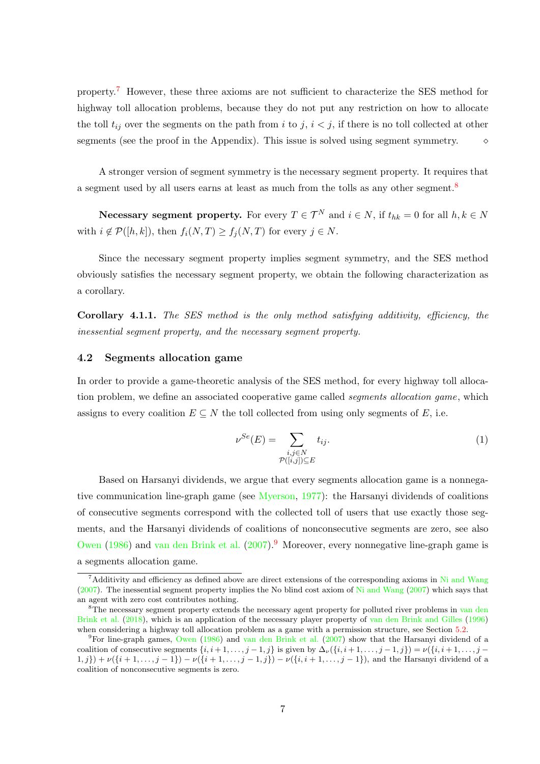property.[7] However, these three axioms are not sufficient to characterize the SES method for highway toll allocation problems, because they do not put any restriction on how to allocate the toll $t_{ij}$ over the segments on the path from $i$ to $j$, $i < j$, if there is no toll collected at other segments (see the proof in the Appendix). This issue is solved using segment symmetry. $\diamond$

A stronger version of segment symmetry is the necessary segment property. It requires that a segment used by all users earns at least as much from the tolls as any other segment.[8]

**Necessary segment property.** For every $T \in \mathcal{T}^N$ and $i \in N$, if $t_{hk} = 0$ for all $h, k \in N$ with $i \notin \mathcal{P}([h, k])$, then $f_i(N, T) \geq f_j(N, T)$ for every $j \in N$.

Since the necessary segment property implies segment symmetry, and the SES method obviously satisfies the necessary segment property, we obtain the following characterization as a corollary.

**Corollary 4.1.1.** *The SES method is the only method satisfying additivity, efficiency, the inessential segment property, and the necessary segment property.*

### 4.2 Segments allocation game

In order to provide a game-theoretic analysis of the SES method, for every highway toll allocation problem, we define an associated cooperative game called *segments allocation game*, which assigns to every coalition $E \subseteq N$ the toll collected from using only segments of $E$, i.e.

$$\nu^{Se}(E) = \sum_{\substack{i,j \in N \\ \mathcal{P}([i,j]) \subseteq E}} t_{ij}. \tag{1}$$

Based on Harsanyi dividends, we argue that every segments allocation game is a nonnegative communication line-graph game (see Myerson, 1977): the Harsanyi dividends of coalitions of consecutive segments correspond with the collected toll of users that use exactly those segments, and the Harsanyi dividends of coalitions of nonconsecutive segments are zero, see also Owen (1986) and van den Brink et al. (2007).[9] Moreover, every nonnegative line-graph game is a segments allocation game.

---

[7] Additivity and efficiency as defined above are direct extensions of the corresponding axioms in Ni and Wang (2007). The inessential segment property implies the No blind cost axiom of Ni and Wang (2007) which says that an agent with zero cost contributes nothing.

[8] The necessary segment property extends the necessary agent property for polluted river problems in van den Brink et al. (2018), which is an application of the necessary player property of van den Brink and Gilles (1996) when considering a highway toll allocation problem as a game with a permission structure, see Section 5.2.

[9] For line-graph games, Owen (1986) and van den Brink et al. (2007) show that the Harsanyi dividend of a coalition of consecutive segments $\{i, i+1, \ldots, j-1, j\}$ is given by $\Delta_\nu(\{i, i+1, \ldots, j-1, j\}) = \nu(\{i, i+1, \ldots, j-1, j\}) + \nu(\{i+1, \ldots, j-1\}) - \nu(\{i+1, \ldots, j-1, j\}) - \nu(\{i, i+1, \ldots, j-1\})$, and the Harsanyi dividend of a coalition of nonconsecutive segments is zero.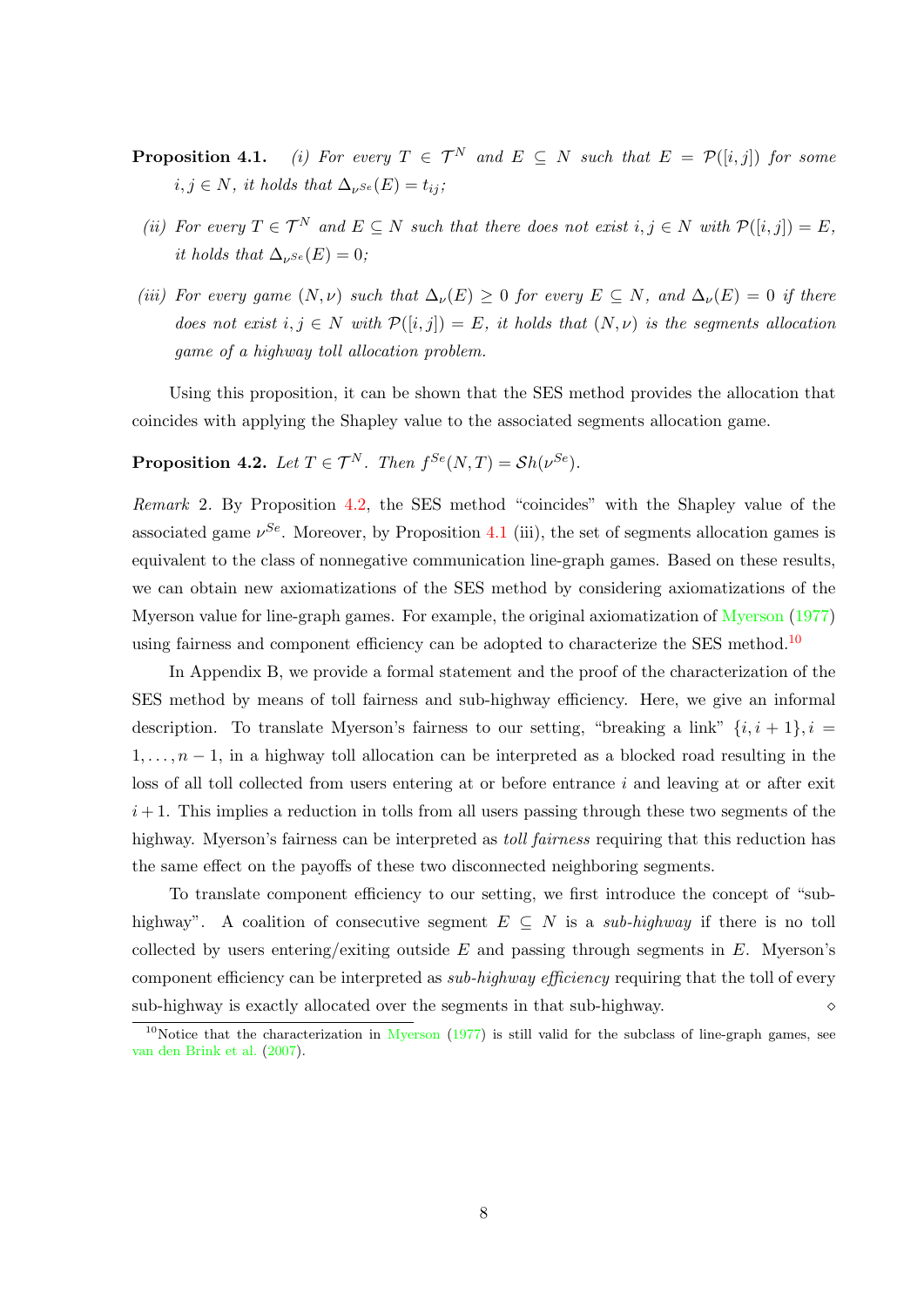**Proposition 4.1.** *(i) For every $T \in \mathcal{T}^N$ and $E \subseteq N$ such that $E = \mathcal{P}([i,j])$ for some $i, j \in N$, it holds that $\Delta_{\nu^{Se}}(E) = t_{ij}$;*

*(ii) For every $T \in \mathcal{T}^N$ and $E \subseteq N$ such that there does not exist $i, j \in N$ with $\mathcal{P}([i,j]) = E$, it holds that $\Delta_{\nu^{Se}}(E) = 0$;*

*(iii) For every game $(N, \nu)$ such that $\Delta_\nu(E) \geq 0$ for every $E \subseteq N$, and $\Delta_\nu(E) = 0$ if there does not exist $i, j \in N$ with $\mathcal{P}([i,j]) = E$, it holds that $(N, \nu)$ is the segments allocation game of a highway toll allocation problem.*

Using this proposition, it can be shown that the SES method provides the allocation that coincides with applying the Shapley value to the associated segments allocation game.

**Proposition 4.2.** *Let $T \in \mathcal{T}^N$. Then $f^{Se}(N,T) = \mathcal{S}h(\nu^{Se})$.*

*Remark* 2. By Proposition 4.2, the SES method "coincides" with the Shapley value of the associated game $\nu^{Se}$. Moreover, by Proposition 4.1 (iii), the set of segments allocation games is equivalent to the class of nonnegative communication line-graph games. Based on these results, we can obtain new axiomatizations of the SES method by considering axiomatizations of the Myerson value for line-graph games. For example, the original axiomatization of Myerson (1977) using fairness and component efficiency can be adopted to characterize the SES method.[10]

In Appendix B, we provide a formal statement and the proof of the characterization of the SES method by means of toll fairness and sub-highway efficiency. Here, we give an informal description. To translate Myerson's fairness to our setting, "breaking a link" $\{i, i+1\}, i = 1, \ldots, n-1$, in a highway toll allocation can be interpreted as a blocked road resulting in the loss of all toll collected from users entering at or before entrance $i$ and leaving at or after exit $i+1$. This implies a reduction in tolls from all users passing through these two segments of the highway. Myerson's fairness can be interpreted as *toll fairness* requiring that this reduction has the same effect on the payoffs of these two disconnected neighboring segments.

To translate component efficiency to our setting, we first introduce the concept of "sub-highway". A coalition of consecutive segment $E \subseteq N$ is a *sub-highway* if there is no toll collected by users entering/exiting outside $E$ and passing through segments in $E$. Myerson's component efficiency can be interpreted as *sub-highway efficiency* requiring that the toll of every sub-highway is exactly allocated over the segments in that sub-highway. $\diamond$

[10] Notice that the characterization in Myerson (1977) is still valid for the subclass of line-graph games, see van den Brink et al. (2007).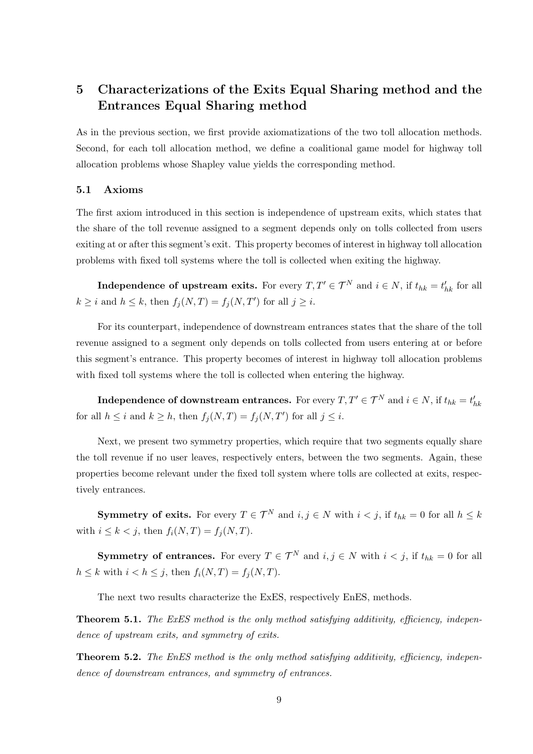## 5 Characterizations of the Exits Equal Sharing method and the Entrances Equal Sharing method

As in the previous section, we first provide axiomatizations of the two toll allocation methods. Second, for each toll allocation method, we define a coalitional game model for highway toll allocation problems whose Shapley value yields the corresponding method.

### 5.1 Axioms

The first axiom introduced in this section is independence of upstream exits, which states that the share of the toll revenue assigned to a segment depends only on tolls collected from users exiting at or after this segment's exit. This property becomes of interest in highway toll allocation problems with fixed toll systems where the toll is collected when exiting the highway.

**Independence of upstream exits.** For every $T, T' \in \mathcal{T}^N$ and $i \in N$, if $t_{hk} = t'_{hk}$ for all $k \geq i$ and $h \leq k$, then $f_j(N, T) = f_j(N, T')$ for all $j \geq i$.

For its counterpart, independence of downstream entrances states that the share of the toll revenue assigned to a segment only depends on tolls collected from users entering at or before this segment's entrance. This property becomes of interest in highway toll allocation problems with fixed toll systems where the toll is collected when entering the highway.

**Independence of downstream entrances.** For every $T, T' \in \mathcal{T}^N$ and $i \in N$, if $t_{hk} = t'_{hk}$ for all $h \leq i$ and $k \geq h$, then $f_j(N, T) = f_j(N, T')$ for all $j \leq i$.

Next, we present two symmetry properties, which require that two segments equally share the toll revenue if no user leaves, respectively enters, between the two segments. Again, these properties become relevant under the fixed toll system where tolls are collected at exits, respectively entrances.

**Symmetry of exits.** For every $T \in \mathcal{T}^N$ and $i, j \in N$ with $i < j$, if $t_{hk} = 0$ for all $h \leq k$ with $i \leq k < j$, then $f_i(N, T) = f_j(N, T)$.

**Symmetry of entrances.** For every $T \in \mathcal{T}^N$ and $i, j \in N$ with $i < j$, if $t_{hk} = 0$ for all $h \leq k$ with $i < h \leq j$, then $f_i(N, T) = f_j(N, T)$.

The next two results characterize the ExES, respectively EnES, methods.

**Theorem 5.1.** *The ExES method is the only method satisfying additivity, efficiency, independence of upstream exits, and symmetry of exits.*

**Theorem 5.2.** *The EnES method is the only method satisfying additivity, efficiency, independence of downstream entrances, and symmetry of entrances.*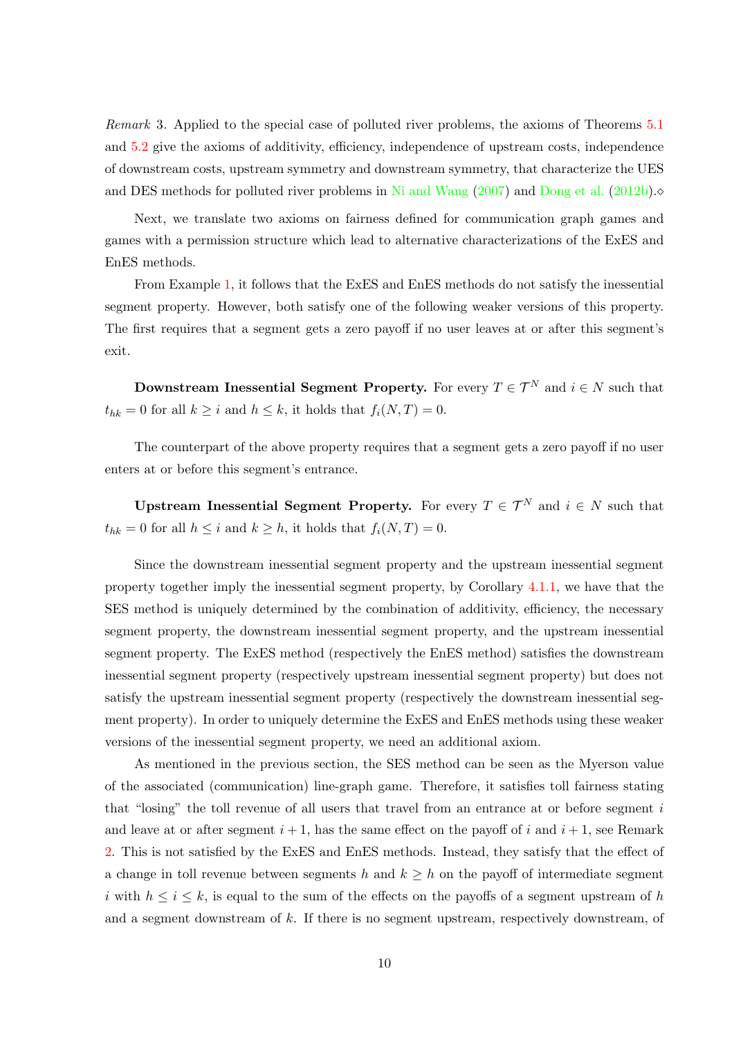*Remark* 3. Applied to the special case of polluted river problems, the axioms of Theorems 5.1 and 5.2 give the axioms of additivity, efficiency, independence of upstream costs, independence of downstream costs, upstream symmetry and downstream symmetry, that characterize the UES and DES methods for polluted river problems in Ni and Wang (2007) and Dong et al. (2012b).⋄

Next, we translate two axioms on fairness defined for communication graph games and games with a permission structure which lead to alternative characterizations of the ExES and EnES methods.

From Example 1, it follows that the ExES and EnES methods do not satisfy the inessential segment property. However, both satisfy one of the following weaker versions of this property. The first requires that a segment gets a zero payoff if no user leaves at or after this segment's exit.

**Downstream Inessential Segment Property.** For every $T \in \mathcal{T}^N$ and $i \in N$ such that $t_{hk} = 0$ for all $k \geq i$ and $h \leq k$, it holds that $f_i(N,T) = 0$.

The counterpart of the above property requires that a segment gets a zero payoff if no user enters at or before this segment's entrance.

**Upstream Inessential Segment Property.** For every $T \in \mathcal{T}^N$ and $i \in N$ such that $t_{hk} = 0$ for all $h \leq i$ and $k \geq h$, it holds that $f_i(N,T) = 0$.

Since the downstream inessential segment property and the upstream inessential segment property together imply the inessential segment property, by Corollary 4.1.1, we have that the SES method is uniquely determined by the combination of additivity, efficiency, the necessary segment property, the downstream inessential segment property, and the upstream inessential segment property. The ExES method (respectively the EnES method) satisfies the downstream inessential segment property (respectively upstream inessential segment property) but does not satisfy the upstream inessential segment property (respectively the downstream inessential segment property). In order to uniquely determine the ExES and EnES methods using these weaker versions of the inessential segment property, we need an additional axiom.

As mentioned in the previous section, the SES method can be seen as the Myerson value of the associated (communication) line-graph game. Therefore, it satisfies toll fairness stating that "losing" the toll revenue of all users that travel from an entrance at or before segment $i$ and leave at or after segment $i+1$, has the same effect on the payoff of $i$ and $i+1$, see Remark 2. This is not satisfied by the ExES and EnES methods. Instead, they satisfy that the effect of a change in toll revenue between segments $h$ and $k \geq h$ on the payoff of intermediate segment $i$ with $h \leq i \leq k$, is equal to the sum of the effects on the payoffs of a segment upstream of $h$ and a segment downstream of $k$. If there is no segment upstream, respectively downstream, of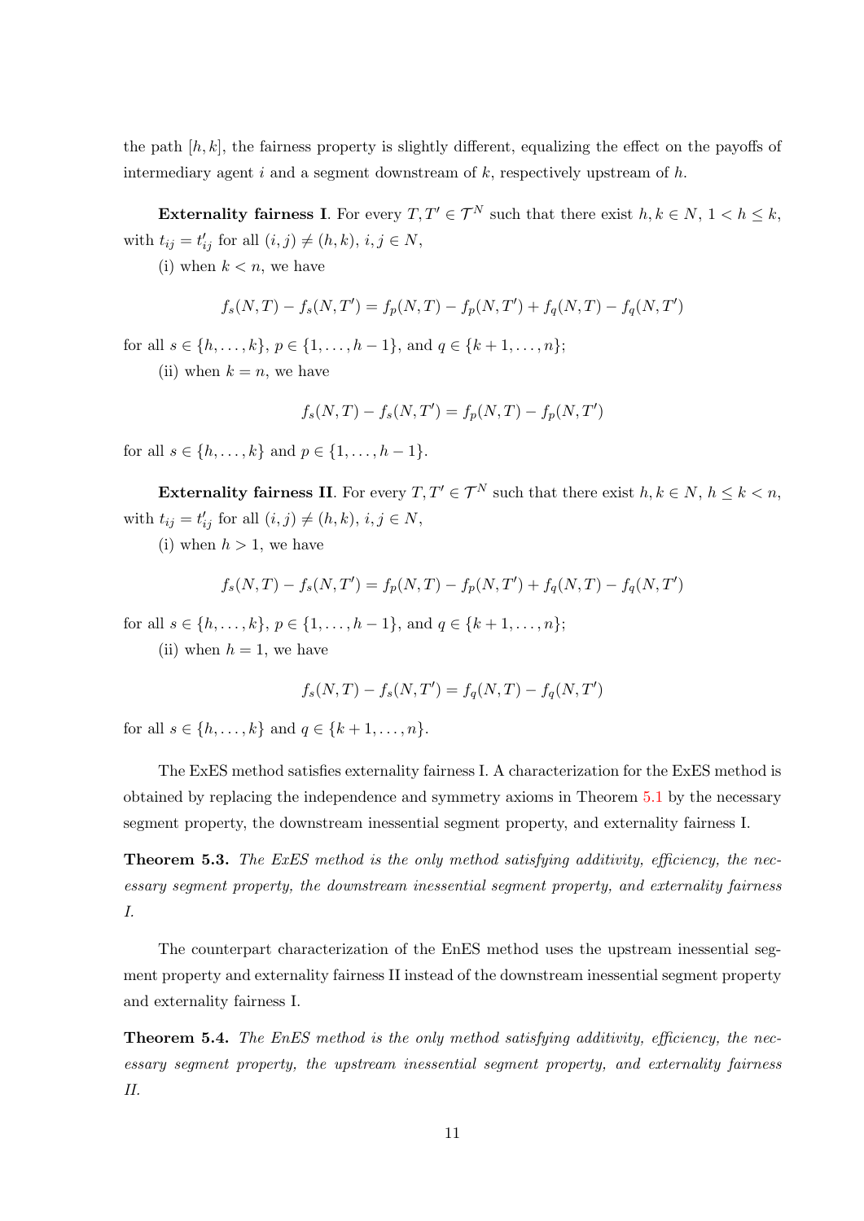the path $[h, k]$, the fairness property is slightly different, equalizing the effect on the payoffs of intermediary agent $i$ and a segment downstream of $k$, respectively upstream of $h$.

**Externality fairness I**. For every $T, T' \in \mathcal{T}^N$ such that there exist $h, k \in N$, $1 < h \leq k$, with $t_{ij} = t'_{ij}$ for all $(i, j) \neq (h, k)$, $i, j \in N$,

(i) when $k < n$, we have

$$f_s(N, T) - f_s(N, T') = f_p(N, T) - f_p(N, T') + f_q(N, T) - f_q(N, T')$$

for all $s \in \{h, \ldots, k\}$, $p \in \{1, \ldots, h-1\}$, and $q \in \{k+1, \ldots, n\}$;

(ii) when $k = n$, we have

$$f_s(N, T) - f_s(N, T') = f_p(N, T) - f_p(N, T')$$

for all $s \in \{h, \ldots, k\}$ and $p \in \{1, \ldots, h-1\}$.

**Externality fairness II**. For every $T, T' \in \mathcal{T}^N$ such that there exist $h, k \in N$, $h \leq k < n$, with $t_{ij} = t'_{ij}$ for all $(i, j) \neq (h, k)$, $i, j \in N$,

(i) when $h > 1$, we have

$$f_s(N, T) - f_s(N, T') = f_p(N, T) - f_p(N, T') + f_q(N, T) - f_q(N, T')$$

for all $s \in \{h, \ldots, k\}$, $p \in \{1, \ldots, h-1\}$, and $q \in \{k+1, \ldots, n\}$;

(ii) when $h = 1$, we have

$$f_s(N, T) - f_s(N, T') = f_q(N, T) - f_q(N, T')$$

for all $s \in \{h, \ldots, k\}$ and $q \in \{k+1, \ldots, n\}$.

The ExES method satisfies externality fairness I. A characterization for the ExES method is obtained by replacing the independence and symmetry axioms in Theorem 5.1 by the necessary segment property, the downstream inessential segment property, and externality fairness I.

**Theorem 5.3.** *The ExES method is the only method satisfying additivity, efficiency, the necessary segment property, the downstream inessential segment property, and externality fairness I.*

The counterpart characterization of the EnES method uses the upstream inessential segment property and externality fairness II instead of the downstream inessential segment property and externality fairness I.

**Theorem 5.4.** *The EnES method is the only method satisfying additivity, efficiency, the necessary segment property, the upstream inessential segment property, and externality fairness II.*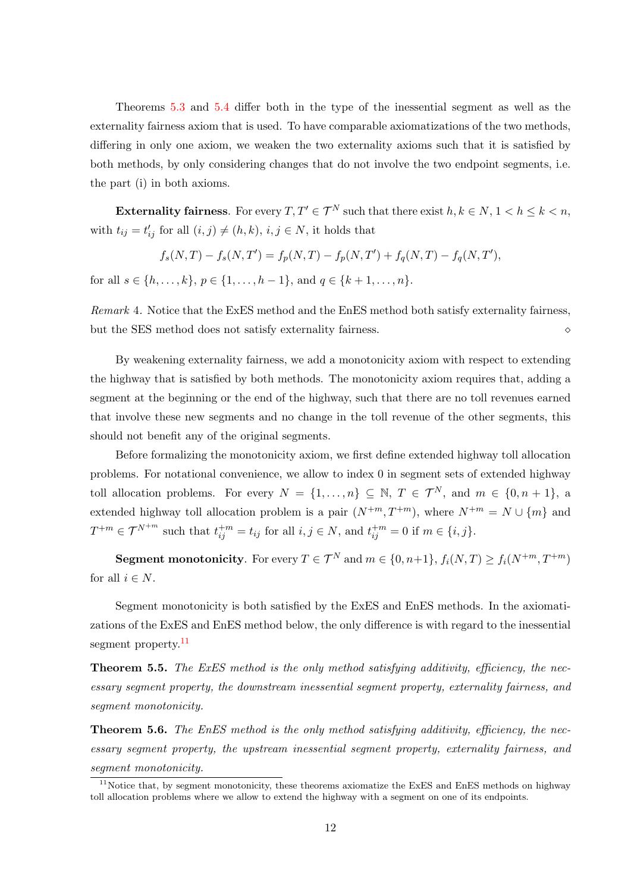Theorems 5.3 and 5.4 differ both in the type of the inessential segment as well as the externality fairness axiom that is used. To have comparable axiomatizations of the two methods, differing in only one axiom, we weaken the two externality axioms such that it is satisfied by both methods, by only considering changes that do not involve the two endpoint segments, i.e. the part (i) in both axioms.

**Externality fairness**. For every $T, T' \in \mathcal{T}^N$ such that there exist $h, k \in N$, $1 < h \leq k < n$, with $t_{ij} = t'_{ij}$ for all $(i,j) \neq (h,k)$, $i,j \in N$, it holds that

$$f_s(N,T) - f_s(N,T') = f_p(N,T) - f_p(N,T') + f_q(N,T) - f_q(N,T'),$$

for all $s \in \{h, \dots, k\}$, $p \in \{1, \dots, h-1\}$, and $q \in \{k+1, \dots, n\}$.

*Remark* 4. Notice that the ExES method and the EnES method both satisfy externality fairness, but the SES method does not satisfy externality fairness. ⋄

By weakening externality fairness, we add a monotonicity axiom with respect to extending the highway that is satisfied by both methods. The monotonicity axiom requires that, adding a segment at the beginning or the end of the highway, such that there are no toll revenues earned that involve these new segments and no change in the toll revenue of the other segments, this should not benefit any of the original segments.

Before formalizing the monotonicity axiom, we first define extended highway toll allocation problems. For notational convenience, we allow to index 0 in segment sets of extended highway toll allocation problems. For every $N = \{1, \dots, n\} \subseteq \mathbb{N}$, $T \in \mathcal{T}^N$, and $m \in \{0, n+1\}$, a extended highway toll allocation problem is a pair $(N^{+m}, T^{+m})$, where $N^{+m} = N \cup \{m\}$ and $T^{+m} \in \mathcal{T}^{N^{+m}}$ such that $t^{+m}_{ij} = t_{ij}$ for all $i, j \in N$, and $t^{+m}_{ij} = 0$ if $m \in \{i, j\}$.

**Segment monotonicity**. For every $T \in \mathcal{T}^N$ and $m \in \{0, n+1\}$, $f_i(N,T) \geq f_i(N^{+m}, T^{+m})$ for all $i \in N$.

Segment monotonicity is both satisfied by the ExES and EnES methods. In the axiomatizations of the ExES and EnES method below, the only difference is with regard to the inessential segment property.[11]

**Theorem 5.5.** *The ExES method is the only method satisfying additivity, efficiency, the necessary segment property, the downstream inessential segment property, externality fairness, and segment monotonicity.*

**Theorem 5.6.** *The EnES method is the only method satisfying additivity, efficiency, the necessary segment property, the upstream inessential segment property, externality fairness, and segment monotonicity.*

[11] Notice that, by segment monotonicity, these theorems axiomatize the ExES and EnES methods on highway toll allocation problems where we allow to extend the highway with a segment on one of its endpoints.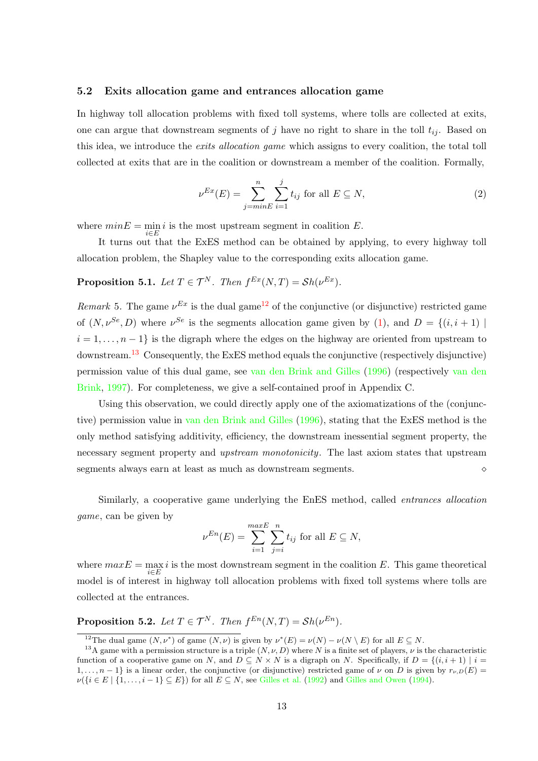### 5.2 Exits allocation game and entrances allocation game

In highway toll allocation problems with fixed toll systems, where tolls are collected at exits, one can argue that downstream segments of $j$ have no right to share in the toll $t_{ij}$. Based on this idea, we introduce the *exits allocation game* which assigns to every coalition, the total toll collected at exits that are in the coalition or downstream a member of the coalition. Formally,

$$\nu^{Ex}(E) = \sum_{j=minE}^{n} \sum_{i=1}^{j} t_{ij} \text{ for all } E \subseteq N, \tag{2}$$

where $minE = \min_{i \in E} i$ is the most upstream segment in coalition $E$.

It turns out that the ExES method can be obtained by applying, to every highway toll allocation problem, the Shapley value to the corresponding exits allocation game.

**Proposition 5.1.** *Let $T \in \mathcal{T}^N$. Then $f^{Ex}(N, T) = \mathcal{S}h(\nu^{Ex})$.*

*Remark* 5. The game $\nu^{Ex}$ is the dual game[12] of the conjunctive (or disjunctive) restricted game of $(N, \nu^{Se}, D)$ where $\nu^{Se}$ is the segments allocation game given by (1), and $D = \{(i, i+1) \mid i = 1, \ldots, n-1\}$ is the digraph where the edges on the highway are oriented from upstream to downstream.[13] Consequently, the ExES method equals the conjunctive (respectively disjunctive) permission value of this dual game, see van den Brink and Gilles (1996) (respectively van den Brink, 1997). For completeness, we give a self-contained proof in Appendix C.

Using this observation, we could directly apply one of the axiomatizations of the (conjunctive) permission value in van den Brink and Gilles (1996), stating that the ExES method is the only method satisfying additivity, efficiency, the downstream inessential segment property, the necessary segment property and *upstream monotonicity*. The last axiom states that upstream segments always earn at least as much as downstream segments. ⋄

Similarly, a cooperative game underlying the EnES method, called *entrances allocation game*, can be given by

$$\nu^{En}(E) = \sum_{i=1}^{maxE} \sum_{j=i}^{n} t_{ij} \text{ for all } E \subseteq N,$$

where $maxE = \max_{i \in E} i$ is the most downstream segment in the coalition $E$. This game theoretical model is of interest in highway toll allocation problems with fixed toll systems where tolls are collected at the entrances.

**Proposition 5.2.** *Let $T \in \mathcal{T}^N$. Then $f^{En}(N, T) = \mathcal{S}h(\nu^{En})$.*

---

[12] The dual game $(N, \nu^*)$ of game $(N, \nu)$ is given by $\nu^*(E) = \nu(N) - \nu(N \setminus E)$ for all $E \subseteq N$.

[13] A game with a permission structure is a triple $(N, \nu, D)$ where $N$ is a finite set of players, $\nu$ is the characteristic function of a cooperative game on $N$, and $D \subseteq N \times N$ is a digraph on $N$. Specifically, if $D = \{(i, i+1) \mid i = 1, \ldots, n-1\}$ is a linear order, the conjunctive (or disjunctive) restricted game of $\nu$ on $D$ is given by $r_{\nu,D}(E) = \nu(\{i \in E \mid \{1, \ldots, i-1\} \subseteq E\})$ for all $E \subseteq N$, see Gilles et al. (1992) and Gilles and Owen (1994).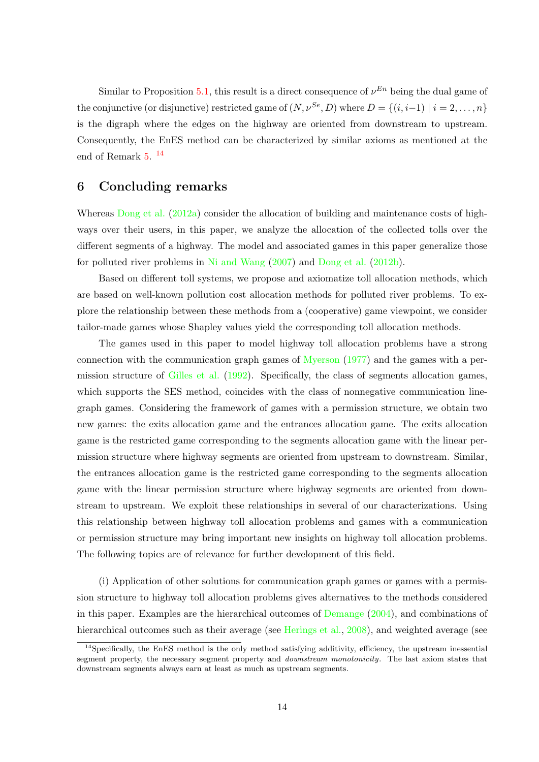Similar to Proposition 5.1, this result is a direct consequence of $\nu^{En}$ being the dual game of the conjunctive (or disjunctive) restricted game of $(N, \nu^{Se}, D)$ where $D = \{(i, i-1) \mid i = 2, \ldots, n\}$ is the digraph where the edges on the highway are oriented from downstream to upstream. Consequently, the EnES method can be characterized by similar axioms as mentioned at the end of Remark 5. [14]

## 6 Concluding remarks

Whereas Dong et al. (2012a) consider the allocation of building and maintenance costs of highways over their users, in this paper, we analyze the allocation of the collected tolls over the different segments of a highway. The model and associated games in this paper generalize those for polluted river problems in Ni and Wang (2007) and Dong et al. (2012b).

Based on different toll systems, we propose and axiomatize toll allocation methods, which are based on well-known pollution cost allocation methods for polluted river problems. To explore the relationship between these methods from a (cooperative) game viewpoint, we consider tailor-made games whose Shapley values yield the corresponding toll allocation methods.

The games used in this paper to model highway toll allocation problems have a strong connection with the communication graph games of Myerson (1977) and the games with a permission structure of Gilles et al. (1992). Specifically, the class of segments allocation games, which supports the SES method, coincides with the class of nonnegative communication line-graph games. Considering the framework of games with a permission structure, we obtain two new games: the exits allocation game and the entrances allocation game. The exits allocation game is the restricted game corresponding to the segments allocation game with the linear permission structure where highway segments are oriented from upstream to downstream. Similar, the entrances allocation game is the restricted game corresponding to the segments allocation game with the linear permission structure where highway segments are oriented from downstream to upstream. We exploit these relationships in several of our characterizations. Using this relationship between highway toll allocation problems and games with a communication or permission structure may bring important new insights on highway toll allocation problems. The following topics are of relevance for further development of this field.

(i) Application of other solutions for communication graph games or games with a permission structure to highway toll allocation problems gives alternatives to the methods considered in this paper. Examples are the hierarchical outcomes of Demange (2004), and combinations of hierarchical outcomes such as their average (see Herings et al., 2008), and weighted average (see

[14] Specifically, the EnES method is the only method satisfying additivity, efficiency, the upstream inessential segment property, the necessary segment property and *downstream monotonicity*. The last axiom states that downstream segments always earn at least as much as upstream segments.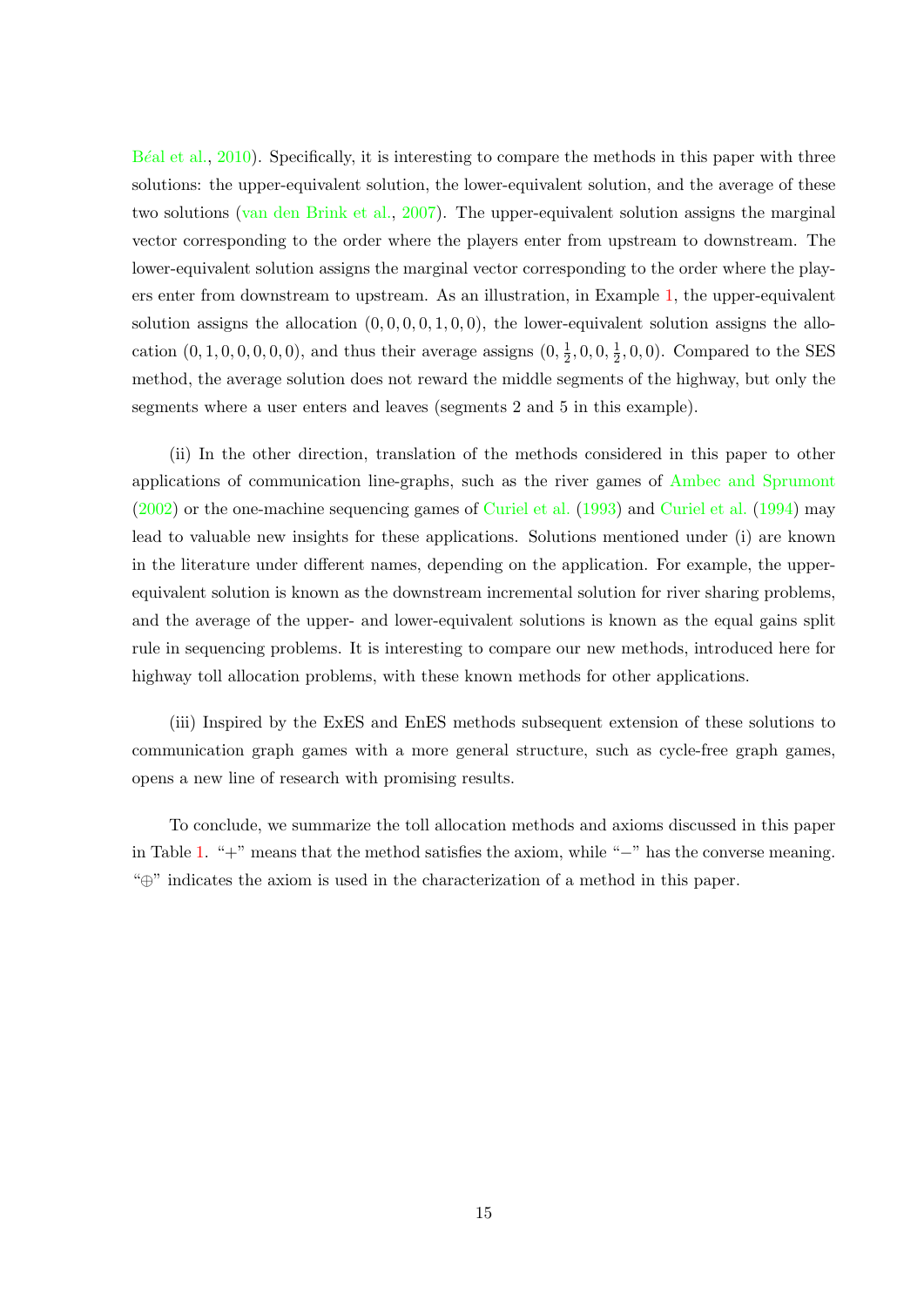Béal et al., 2010). Specifically, it is interesting to compare the methods in this paper with three solutions: the upper-equivalent solution, the lower-equivalent solution, and the average of these two solutions (van den Brink et al., 2007). The upper-equivalent solution assigns the marginal vector corresponding to the order where the players enter from upstream to downstream. The lower-equivalent solution assigns the marginal vector corresponding to the order where the players enter from downstream to upstream. As an illustration, in Example 1, the upper-equivalent solution assigns the allocation $(0, 0, 0, 0, 1, 0, 0)$, the lower-equivalent solution assigns the allocation $(0, 1, 0, 0, 0, 0, 0)$, and thus their average assigns $(0, \frac{1}{2}, 0, 0, \frac{1}{2}, 0, 0)$. Compared to the SES method, the average solution does not reward the middle segments of the highway, but only the segments where a user enters and leaves (segments 2 and 5 in this example).

(ii) In the other direction, translation of the methods considered in this paper to other applications of communication line-graphs, such as the river games of Ambec and Sprumont (2002) or the one-machine sequencing games of Curiel et al. (1993) and Curiel et al. (1994) may lead to valuable new insights for these applications. Solutions mentioned under (i) are known in the literature under different names, depending on the application. For example, the upper-equivalent solution is known as the downstream incremental solution for river sharing problems, and the average of the upper- and lower-equivalent solutions is known as the equal gains split rule in sequencing problems. It is interesting to compare our new methods, introduced here for highway toll allocation problems, with these known methods for other applications.

(iii) Inspired by the ExES and EnES methods subsequent extension of these solutions to communication graph games with a more general structure, such as cycle-free graph games, opens a new line of research with promising results.

To conclude, we summarize the toll allocation methods and axioms discussed in this paper in Table 1. "+" means that the method satisfies the axiom, while "−" has the converse meaning. "⊕" indicates the axiom is used in the characterization of a method in this paper.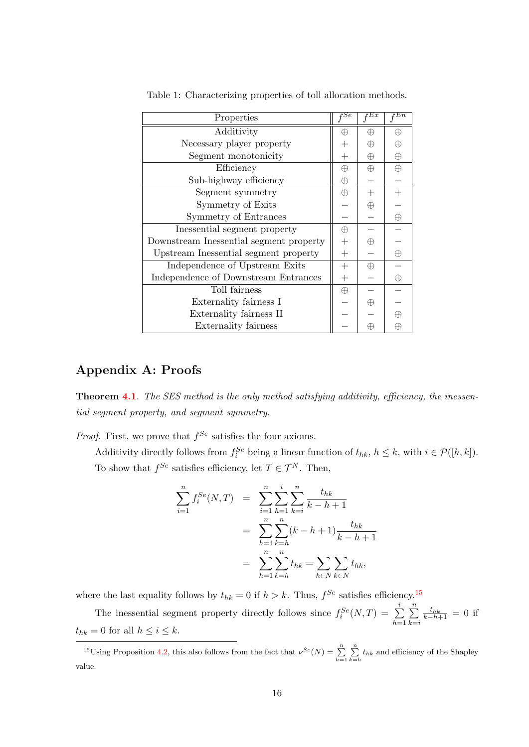Table 1: Characterizing properties of toll allocation methods.

| Properties | $f^{Se}$ | $f^{Ex}$ | $f^{En}$ |
|---|---|---|---|
| Additivity | $\oplus$ | $\oplus$ | $\oplus$ |
| Necessary player property | $+$ | $\oplus$ | $\oplus$ |
| Segment monotonicity | $+$ | $\oplus$ | $\oplus$ |
| Efficiency | $\oplus$ | $\oplus$ | $\oplus$ |
| Sub-highway efficiency | $\oplus$ | $-$ | $-$ |
| Segment symmetry | $\oplus$ | $+$ | $+$ |
| Symmetry of Exits | $-$ | $\oplus$ | $-$ |
| Symmetry of Entrances | $-$ | $-$ | $\oplus$ |
| Inessential segment property | $\oplus$ | $-$ | $-$ |
| Downstream Inessential segment property | $+$ | $\oplus$ | $-$ |
| Upstream Inessential segment property | $+$ | $-$ | $\oplus$ |
| Independence of Upstream Exits | $+$ | $\oplus$ | $-$ |
| Independence of Downstream Entrances | $+$ | $-$ | $\oplus$ |
| Toll fairness | $\oplus$ | $-$ | $-$ |
| Externality fairness I | $-$ | $\oplus$ | $-$ |
| Externality fairness II | $-$ | $-$ | $\oplus$ |
| Externality fairness | $-$ | $\oplus$ | $\oplus$ |

## Appendix A: Proofs

**Theorem 4.1**. *The SES method is the only method satisfying additivity, efficiency, the inessential segment property, and segment symmetry.*

*Proof.* First, we prove that $f^{Se}$ satisfies the four axioms.

Additivity directly follows from $f_i^{Se}$ being a linear function of $t_{hk}$, $h \le k$, with $i \in \mathcal{P}([h,k])$.

To show that $f^{Se}$ satisfies efficiency, let $T \in \mathcal{T}^N$. Then,

$$\begin{aligned}
\sum_{i=1}^{n} f_i^{Se}(N,T) &= \sum_{i=1}^{n}\sum_{h=1}^{i}\sum_{k=i}^{n}\frac{t_{hk}}{k-h+1} \\
&= \sum_{h=1}^{n}\sum_{k=h}^{n}(k-h+1)\frac{t_{hk}}{k-h+1} \\
&= \sum_{h=1}^{n}\sum_{k=h}^{n} t_{hk} = \sum_{h\in N}\sum_{k\in N} t_{hk},
\end{aligned}$$

where the last equality follows by $t_{hk} = 0$ if $h > k$. Thus, $f^{Se}$ satisfies efficiency.[15]

The inessential segment property directly follows since $f_i^{Se}(N,T) = \sum_{h=1}^{i}\sum_{k=i}^{n}\frac{t_{hk}}{k-h+1} = 0$ if $t_{hk} = 0$ for all $h \le i \le k$.

[15] Using Proposition 4.2, this also follows from the fact that $\nu^{Se}(N) = \sum_{h=1}^{n}\sum_{k=h}^{n} t_{hk}$ and efficiency of the Shapley value.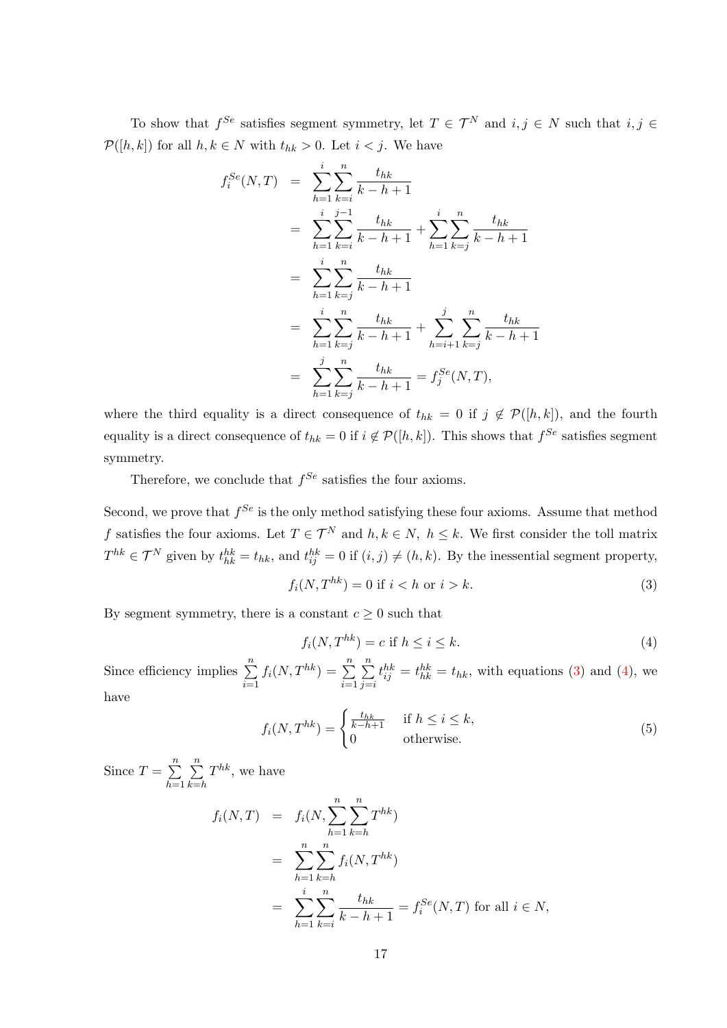To show that $f^{Se}$ satisfies segment symmetry, let $T \in \mathcal{T}^N$ and $i, j \in N$ such that $i, j \in \mathcal{P}([h,k])$ for all $h, k \in N$ with $t_{hk} > 0$. Let $i < j$. We have

$$
\begin{aligned}
f_i^{Se}(N,T) &= \sum_{h=1}^{i}\sum_{k=i}^{n} \frac{t_{hk}}{k-h+1} \\
&= \sum_{h=1}^{i}\sum_{k=i}^{j-1} \frac{t_{hk}}{k-h+1} + \sum_{h=1}^{i}\sum_{k=j}^{n} \frac{t_{hk}}{k-h+1} \\
&= \sum_{h=1}^{i}\sum_{k=j}^{n} \frac{t_{hk}}{k-h+1} \\
&= \sum_{h=1}^{i}\sum_{k=j}^{n} \frac{t_{hk}}{k-h+1} + \sum_{h=i+1}^{j}\sum_{k=j}^{n} \frac{t_{hk}}{k-h+1} \\
&= \sum_{h=1}^{j}\sum_{k=j}^{n} \frac{t_{hk}}{k-h+1} = f_j^{Se}(N,T),
\end{aligned}
$$

where the third equality is a direct consequence of $t_{hk} = 0$ if $j \notin \mathcal{P}([h,k])$, and the fourth equality is a direct consequence of $t_{hk} = 0$ if $i \notin \mathcal{P}([h,k])$. This shows that $f^{Se}$ satisfies segment symmetry.

Therefore, we conclude that $f^{Se}$ satisfies the four axioms.

Second, we prove that $f^{Se}$ is the only method satisfying these four axioms. Assume that method $f$ satisfies the four axioms. Let $T \in \mathcal{T}^N$ and $h, k \in N,\ h \leq k$. We first consider the toll matrix $T^{hk} \in \mathcal{T}^N$ given by $t^{hk}_{hk} = t_{hk}$, and $t^{hk}_{ij} = 0$ if $(i,j) \neq (h,k)$. By the inessential segment property,

$$
f_i(N, T^{hk}) = 0 \text{ if } i < h \text{ or } i > k. \tag{3}
$$

By segment symmetry, there is a constant $c \geq 0$ such that

$$
f_i(N, T^{hk}) = c \text{ if } h \leq i \leq k. \tag{4}
$$

Since efficiency implies $\sum_{i=1}^{n} f_i(N, T^{hk}) = \sum_{i=1}^{n}\sum_{j=i}^{n} t^{hk}_{ij} = t^{hk}_{hk} = t_{hk}$, with equations (3) and (4), we have

$$
f_i(N, T^{hk}) = \begin{cases} \frac{t_{hk}}{k-h+1} & \text{if } h \leq i \leq k, \\ 0 & \text{otherwise.} \end{cases} \tag{5}
$$

Since $T = \sum_{h=1}^{n}\sum_{k=h}^{n} T^{hk}$, we have

$$
\begin{aligned}
f_i(N,T) &= f_i(N, \sum_{h=1}^{n}\sum_{k=h}^{n} T^{hk}) \\
&= \sum_{h=1}^{n}\sum_{k=h}^{n} f_i(N, T^{hk}) \\
&= \sum_{h=1}^{i}\sum_{k=i}^{n} \frac{t_{hk}}{k-h+1} = f_i^{Se}(N,T) \text{ for all } i \in N,
\end{aligned}
$$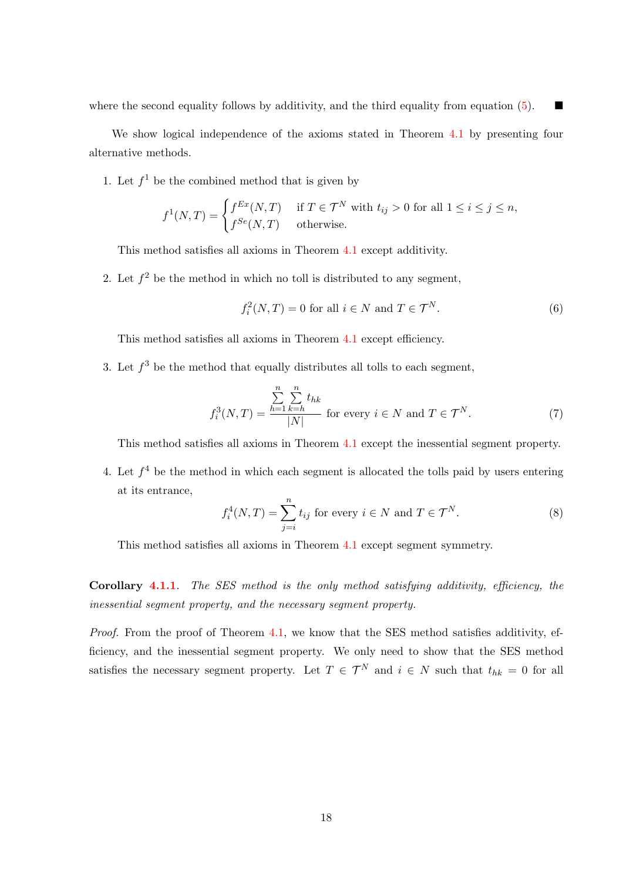where the second equality follows by additivity, and the third equality from equation (5). ■

We show logical independence of the axioms stated in Theorem 4.1 by presenting four alternative methods.

1. Let $f^1$ be the combined method that is given by

$$f^1(N,T) = \begin{cases} f^{Ex}(N,T) & \text{if } T \in \mathcal{T}^N \text{ with } t_{ij} > 0 \text{ for all } 1 \leq i \leq j \leq n, \\ f^{Se}(N,T) & \text{otherwise.} \end{cases}$$

   This method satisfies all axioms in Theorem 4.1 except additivity.

2. Let $f^2$ be the method in which no toll is distributed to any segment,

$$f_i^2(N,T) = 0 \text{ for all } i \in N \text{ and } T \in \mathcal{T}^N. \tag{6}$$

   This method satisfies all axioms in Theorem 4.1 except efficiency.

3. Let $f^3$ be the method that equally distributes all tolls to each segment,

$$f_i^3(N,T) = \frac{\sum_{h=1}^{n} \sum_{k=h}^{n} t_{hk}}{|N|} \text{ for every } i \in N \text{ and } T \in \mathcal{T}^N. \tag{7}$$

   This method satisfies all axioms in Theorem 4.1 except the inessential segment property.

4. Let $f^4$ be the method in which each segment is allocated the tolls paid by users entering at its entrance,

$$f_i^4(N,T) = \sum_{j=i}^{n} t_{ij} \text{ for every } i \in N \text{ and } T \in \mathcal{T}^N. \tag{8}$$

   This method satisfies all axioms in Theorem 4.1 except segment symmetry.

**Corollary 4.1.1.** *The SES method is the only method satisfying additivity, efficiency, the inessential segment property, and the necessary segment property.*

*Proof.* From the proof of Theorem 4.1, we know that the SES method satisfies additivity, efficiency, and the inessential segment property. We only need to show that the SES method satisfies the necessary segment property. Let $T \in \mathcal{T}^N$ and $i \in N$ such that $t_{hk} = 0$ for all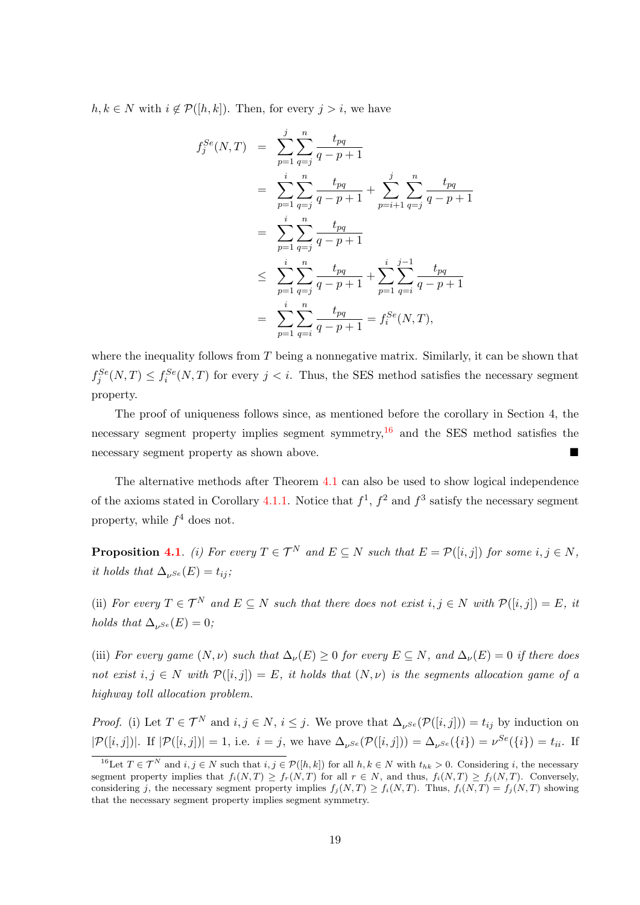$h, k \in N$ with $i \notin \mathcal{P}([h,k])$. Then, for every $j > i$, we have

$$
\begin{aligned}
f_j^{Se}(N,T) &= \sum_{p=1}^{j}\sum_{q=j}^{n} \frac{t_{pq}}{q-p+1} \\
&= \sum_{p=1}^{i}\sum_{q=j}^{n} \frac{t_{pq}}{q-p+1} + \sum_{p=i+1}^{j}\sum_{q=j}^{n} \frac{t_{pq}}{q-p+1} \\
&= \sum_{p=1}^{i}\sum_{q=j}^{n} \frac{t_{pq}}{q-p+1} \\
&\leq \sum_{p=1}^{i}\sum_{q=j}^{n} \frac{t_{pq}}{q-p+1} + \sum_{p=1}^{i}\sum_{q=i}^{j-1} \frac{t_{pq}}{q-p+1} \\
&= \sum_{p=1}^{i}\sum_{q=i}^{n} \frac{t_{pq}}{q-p+1} = f_i^{Se}(N,T),
\end{aligned}
$$

where the inequality follows from $T$ being a nonnegative matrix. Similarly, it can be shown that $f_j^{Se}(N,T) \leq f_i^{Se}(N,T)$ for every $j < i$. Thus, the SES method satisfies the necessary segment property.

The proof of uniqueness follows since, as mentioned before the corollary in Section 4, the necessary segment property implies segment symmetry,[16] and the SES method satisfies the necessary segment property as shown above. ■

The alternative methods after Theorem 4.1 can also be used to show logical independence of the axioms stated in Corollary 4.1.1. Notice that $f^1$, $f^2$ and $f^3$ satisfy the necessary segment property, while $f^4$ does not.

**Proposition 4.1**. *(i) For every $T \in \mathcal{T}^N$ and $E \subseteq N$ such that $E = \mathcal{P}([i,j])$ for some $i, j \in N$, it holds that $\Delta_{\nu^{Se}}(E) = t_{ij}$;*

*(ii) For every $T \in \mathcal{T}^N$ and $E \subseteq N$ such that there does not exist $i, j \in N$ with $\mathcal{P}([i,j]) = E$, it holds that $\Delta_{\nu^{Se}}(E) = 0$;*

*(iii) For every game $(N,\nu)$ such that $\Delta_\nu(E) \geq 0$ for every $E \subseteq N$, and $\Delta_\nu(E) = 0$ if there does not exist $i, j \in N$ with $\mathcal{P}([i,j]) = E$, it holds that $(N,\nu)$ is the segments allocation game of a highway toll allocation problem.*

*Proof.* (i) Let $T \in \mathcal{T}^N$ and $i, j \in N$, $i \leq j$. We prove that $\Delta_{\nu^{Se}}(\mathcal{P}([i,j])) = t_{ij}$ by induction on $|\mathcal{P}([i,j])|$. If $|\mathcal{P}([i,j])| = 1$, i.e. $i = j$, we have $\Delta_{\nu^{Se}}(\mathcal{P}([i,j])) = \Delta_{\nu^{Se}}(\{i\}) = \nu^{Se}(\{i\}) = t_{ii}$. If

---

[16] Let $T \in \mathcal{T}^N$ and $i, j \in N$ such that $i, j \in \mathcal{P}([h,k])$ for all $h, k \in N$ with $t_{hk} > 0$. Considering $i$, the necessary segment property implies that $f_i(N,T) \geq f_r(N,T)$ for all $r \in N$, and thus, $f_i(N,T) \geq f_j(N,T)$. Conversely, considering $j$, the necessary segment property implies $f_j(N,T) \geq f_i(N,T)$. Thus, $f_i(N,T) = f_j(N,T)$ showing that the necessary segment property implies segment symmetry.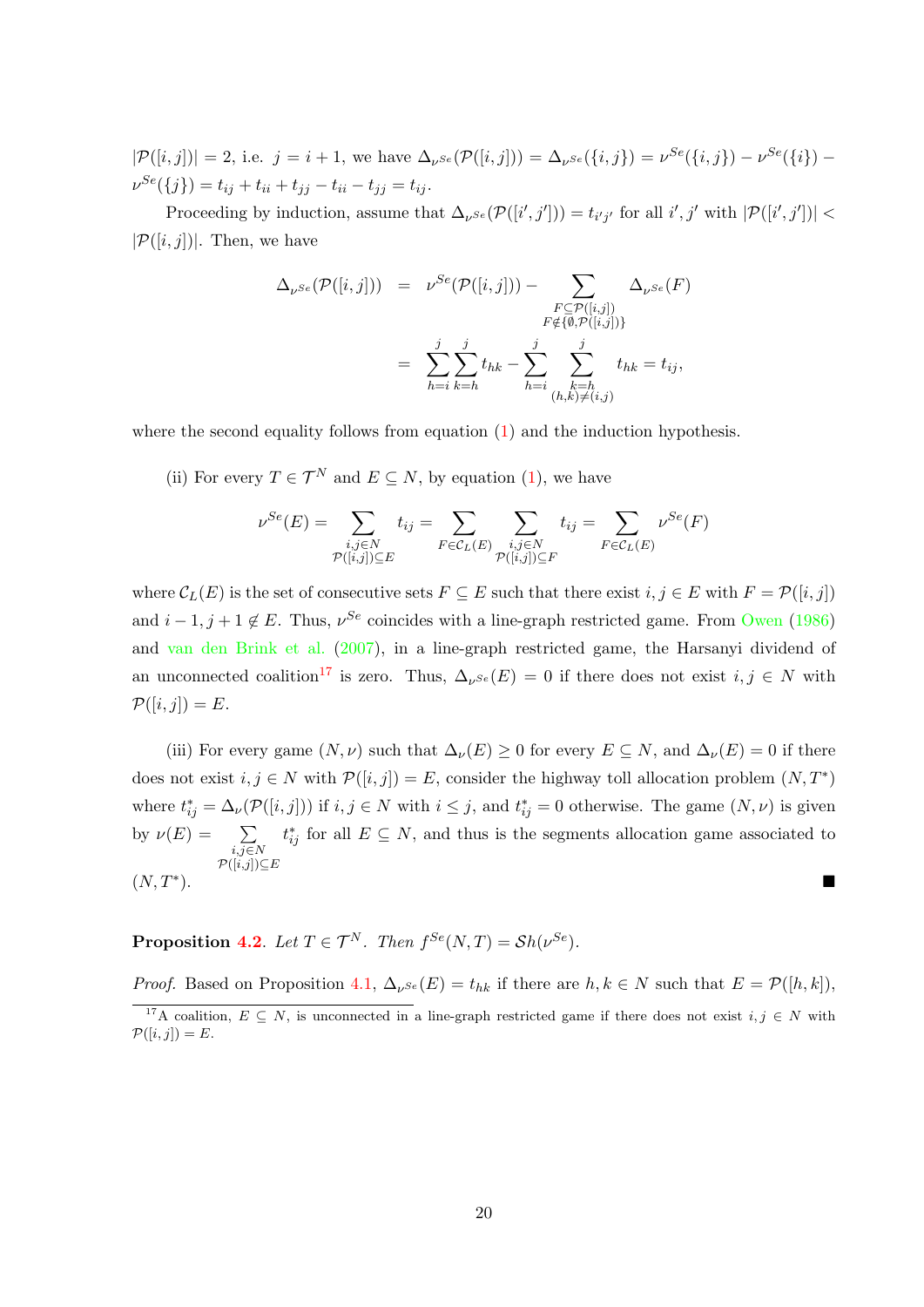$|\mathcal{P}([i,j])| = 2$, i.e. $j = i+1$, we have $\Delta_{\nu^{Se}}(\mathcal{P}([i,j])) = \Delta_{\nu^{Se}}(\{i,j\}) = \nu^{Se}(\{i,j\}) - \nu^{Se}(\{i\}) - \nu^{Se}(\{j\}) = t_{ij} + t_{ii} + t_{jj} - t_{ii} - t_{jj} = t_{ij}$.

Proceeding by induction, assume that $\Delta_{\nu^{Se}}(\mathcal{P}([i',j'])) = t_{i'j'}$ for all $i', j'$ with $|\mathcal{P}([i',j'])| < |\mathcal{P}([i,j])|$. Then, we have

$$
\begin{aligned}
\Delta_{\nu^{Se}}(\mathcal{P}([i,j])) &= \nu^{Se}(\mathcal{P}([i,j])) - \sum_{\substack{F \subseteq \mathcal{P}([i,j]) \\ F \notin \{\emptyset, \mathcal{P}([i,j])\}}} \Delta_{\nu^{Se}}(F) \\
&= \sum_{h=i}^{j} \sum_{k=h}^{j} t_{hk} - \sum_{h=i}^{j} \sum_{\substack{k=h \\ (h,k) \neq (i,j)}}^{j} t_{hk} = t_{ij},
\end{aligned}
$$

where the second equality follows from equation (1) and the induction hypothesis.

(ii) For every $T \in \mathcal{T}^N$ and $E \subseteq N$, by equation (1), we have

$$
\nu^{Se}(E) = \sum_{\substack{i,j \in N \\ \mathcal{P}([i,j]) \subseteq E}} t_{ij} = \sum_{F \in \mathcal{C}_L(E)} \sum_{\substack{i,j \in N \\ \mathcal{P}([i,j]) \subseteq F}} t_{ij} = \sum_{F \in \mathcal{C}_L(E)} \nu^{Se}(F)
$$

where $\mathcal{C}_L(E)$ is the set of consecutive sets $F \subseteq E$ such that there exist $i, j \in E$ with $F = \mathcal{P}([i,j])$ and $i-1, j+1 \notin E$. Thus, $\nu^{Se}$ coincides with a line-graph restricted game. From Owen (1986) and van den Brink et al. (2007), in a line-graph restricted game, the Harsanyi dividend of an unconnected coalition[17] is zero. Thus, $\Delta_{\nu^{Se}}(E) = 0$ if there does not exist $i, j \in N$ with $\mathcal{P}([i,j]) = E$.

(iii) For every game $(N, \nu)$ such that $\Delta_\nu(E) \geq 0$ for every $E \subseteq N$, and $\Delta_\nu(E) = 0$ if there does not exist $i, j \in N$ with $\mathcal{P}([i,j]) = E$, consider the highway toll allocation problem $(N, T^*)$ where $t^*_{ij} = \Delta_\nu(\mathcal{P}([i,j]))$ if $i, j \in N$ with $i \leq j$, and $t^*_{ij} = 0$ otherwise. The game $(N, \nu)$ is given by $\nu(E) = \sum_{\substack{i,j \in N \\ \mathcal{P}([i,j]) \subseteq E}} t^*_{ij}$ for all $E \subseteq N$, and thus is the segments allocation game associated to $(N, T^*)$. ∎

**Proposition 4.2**. *Let $T \in \mathcal{T}^N$. Then $f^{Se}(N,T) = \mathcal{S}h(\nu^{Se})$.*

*Proof.* Based on Proposition 4.1, $\Delta_{\nu^{Se}}(E) = t_{hk}$ if there are $h, k \in N$ such that $E = \mathcal{P}([h,k])$,

[17] A coalition, $E \subseteq N$, is unconnected in a line-graph restricted game if there does not exist $i, j \in N$ with $\mathcal{P}([i,j]) = E$.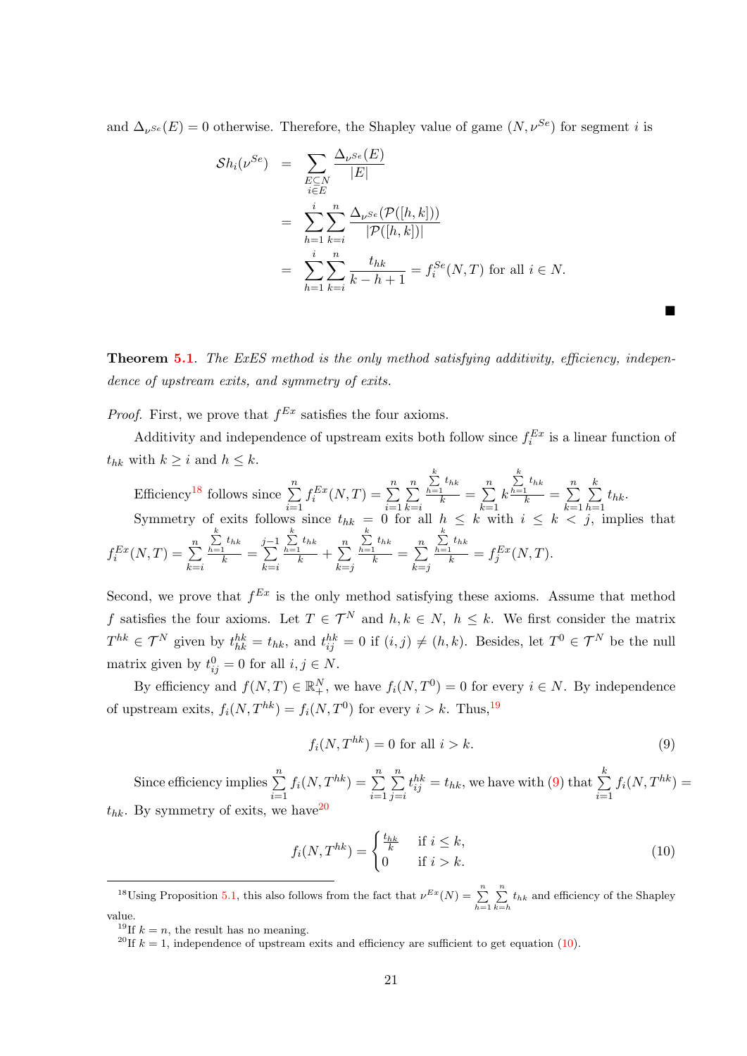and $\Delta_{\nu^{Se}}(E) = 0$ otherwise. Therefore, the Shapley value of game $(N, \nu^{Se})$ for segment $i$ is

$$
\begin{aligned}
\mathcal{S}h_i(\nu^{Se}) &= \sum_{\substack{E \subseteq N \\ i \in E}} \frac{\Delta_{\nu^{Se}}(E)}{|E|} \\
&= \sum_{h=1}^{i} \sum_{k=i}^{n} \frac{\Delta_{\nu^{Se}}(\mathcal{P}([h,k]))}{|\mathcal{P}([h,k])|} \\
&= \sum_{h=1}^{i} \sum_{k=i}^{n} \frac{t_{hk}}{k-h+1} = f_i^{Se}(N,T) \text{ for all } i \in N.
\end{aligned}
$$

■

**Theorem 5.1**. *The ExES method is the only method satisfying additivity, efficiency, independence of upstream exits, and symmetry of exits.*

*Proof.* First, we prove that $f^{Ex}$ satisfies the four axioms.

Additivity and independence of upstream exits both follow since $f_i^{Ex}$ is a linear function of $t_{hk}$ with $k \geq i$ and $h \leq k$.

Efficiency[18] follows since $\sum_{i=1}^{n} f_i^{Ex}(N,T) = \sum_{i=1}^{n} \sum_{k=i}^{n} \frac{\sum_{h=1}^{k} t_{hk}}{k} = \sum_{k=1}^{n} k \frac{\sum_{h=1}^{k} t_{hk}}{k} = \sum_{k=1}^{n} \sum_{h=1}^{k} t_{hk}$.

Symmetry of exits follows since $t_{hk} = 0$ for all $h \leq k$ with $i \leq k < j$, implies that $f_i^{Ex}(N,T) = \sum_{k=i}^{n} \frac{\sum_{h=1}^{k} t_{hk}}{k} = \sum_{k=i}^{j-1} \frac{\sum_{h=1}^{k} t_{hk}}{k} + \sum_{k=j}^{n} \frac{\sum_{h=1}^{k} t_{hk}}{k} = \sum_{k=j}^{n} \frac{\sum_{h=1}^{k} t_{hk}}{k} = f_j^{Ex}(N,T)$.

Second, we prove that $f^{Ex}$ is the only method satisfying these axioms. Assume that method $f$ satisfies the four axioms. Let $T \in \mathcal{T}^N$ and $h, k \in N$, $h \leq k$. We first consider the matrix $T^{hk} \in \mathcal{T}^N$ given by $t_{hk}^{hk} = t_{hk}$, and $t_{ij}^{hk} = 0$ if $(i,j) \neq (h,k)$. Besides, let $T^0 \in \mathcal{T}^N$ be the null matrix given by $t_{ij}^0 = 0$ for all $i, j \in N$.

By efficiency and $f(N,T) \in \mathbb{R}_+^N$, we have $f_i(N,T^0) = 0$ for every $i \in N$. By independence of upstream exits, $f_i(N,T^{hk}) = f_i(N,T^0)$ for every $i > k$. Thus,[19]

$$
f_i(N,T^{hk}) = 0 \text{ for all } i > k. \tag{9}
$$

Since efficiency implies $\sum_{i=1}^{n} f_i(N,T^{hk}) = \sum_{i=1}^{n} \sum_{j=i}^{n} t_{ij}^{hk} = t_{hk}$, we have with (9) that $\sum_{i=1}^{k} f_i(N,T^{hk}) = t_{hk}$. By symmetry of exits, we have[20]

$$
f_i(N,T^{hk}) = \begin{cases} \frac{t_{hk}}{k} & \text{if } i \leq k, \\ 0 & \text{if } i > k. \end{cases} \tag{10}
$$

[18] Using Proposition 5.1, this also follows from the fact that $\nu^{Ex}(N) = \sum_{h=1}^{n} \sum_{k=h}^{n} t_{hk}$ and efficiency of the Shapley value.

[19] If $k = n$, the result has no meaning.

[20] If $k = 1$, independence of upstream exits and efficiency are sufficient to get equation (10).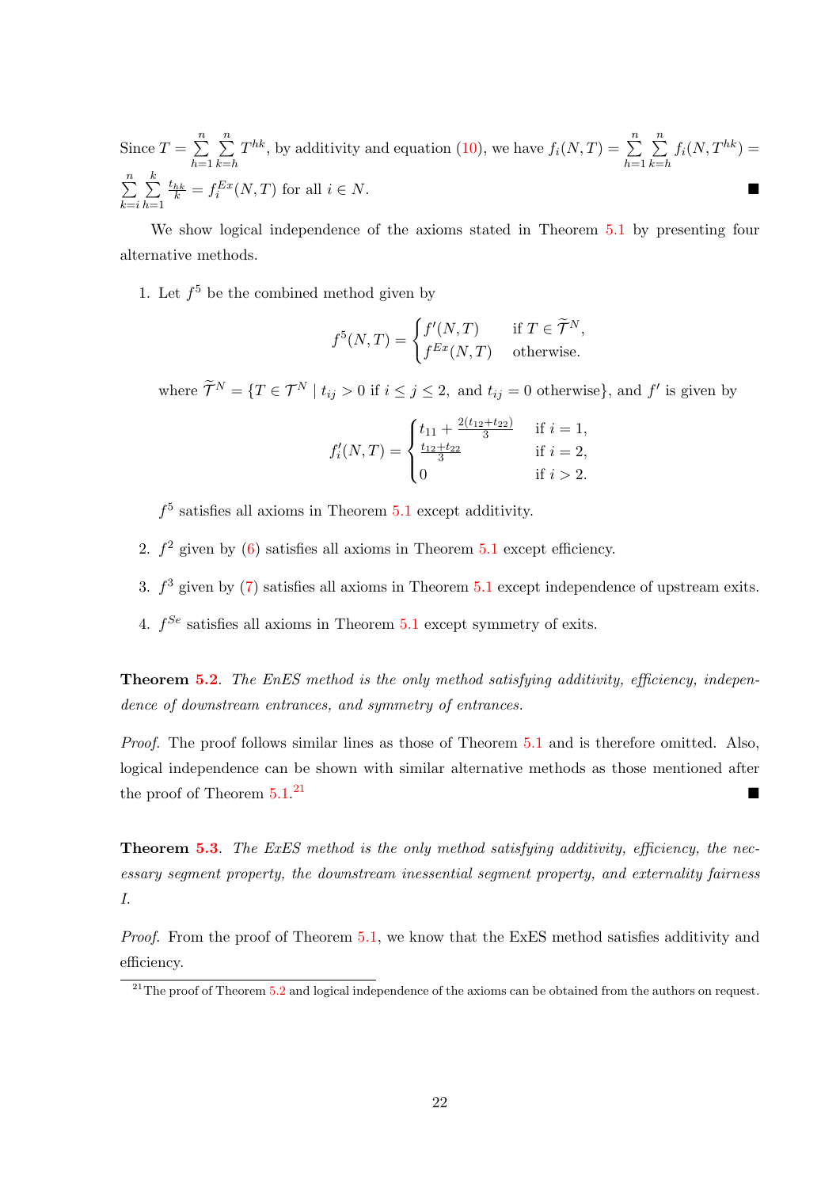Since $T = \sum_{h=1}^{n} \sum_{k=h}^{n} T^{hk}$, by additivity and equation (10), we have $f_i(N,T) = \sum_{h=1}^{n} \sum_{k=h}^{n} f_i(N, T^{hk}) = \sum_{k=i}^{n} \sum_{h=1}^{k} \frac{t_{hk}}{k} = f_i^{Ex}(N,T)$ for all $i \in N$. ■

We show logical independence of the axioms stated in Theorem 5.1 by presenting four alternative methods.

1. Let $f^5$ be the combined method given by

$$f^5(N,T) = \begin{cases} f'(N,T) & \text{if } T \in \widetilde{\mathcal{T}}^N, \\ f^{Ex}(N,T) & \text{otherwise.} \end{cases}$$

   where $\widetilde{\mathcal{T}}^N = \{T \in \mathcal{T}^N \mid t_{ij} > 0 \text{ if } i \leq j \leq 2, \text{ and } t_{ij} = 0 \text{ otherwise}\}$, and $f'$ is given by

$$f'_i(N,T) = \begin{cases} t_{11} + \frac{2(t_{12}+t_{22})}{3} & \text{if } i = 1, \\ \frac{t_{12}+t_{22}}{3} & \text{if } i = 2, \\ 0 & \text{if } i > 2. \end{cases}$$

   $f^5$ satisfies all axioms in Theorem 5.1 except additivity.

2. $f^2$ given by (6) satisfies all axioms in Theorem 5.1 except efficiency.

3. $f^3$ given by (7) satisfies all axioms in Theorem 5.1 except independence of upstream exits.

4. $f^{Se}$ satisfies all axioms in Theorem 5.1 except symmetry of exits.

**Theorem 5.2**. *The EnES method is the only method satisfying additivity, efficiency, independence of downstream entrances, and symmetry of entrances.*

*Proof.* The proof follows similar lines as those of Theorem 5.1 and is therefore omitted. Also, logical independence can be shown with similar alternative methods as those mentioned after the proof of Theorem 5.1.[21] ■

**Theorem 5.3**. *The ExES method is the only method satisfying additivity, efficiency, the necessary segment property, the downstream inessential segment property, and externality fairness I.*

*Proof.* From the proof of Theorem 5.1, we know that the ExES method satisfies additivity and efficiency.

[21] The proof of Theorem 5.2 and logical independence of the axioms can be obtained from the authors on request.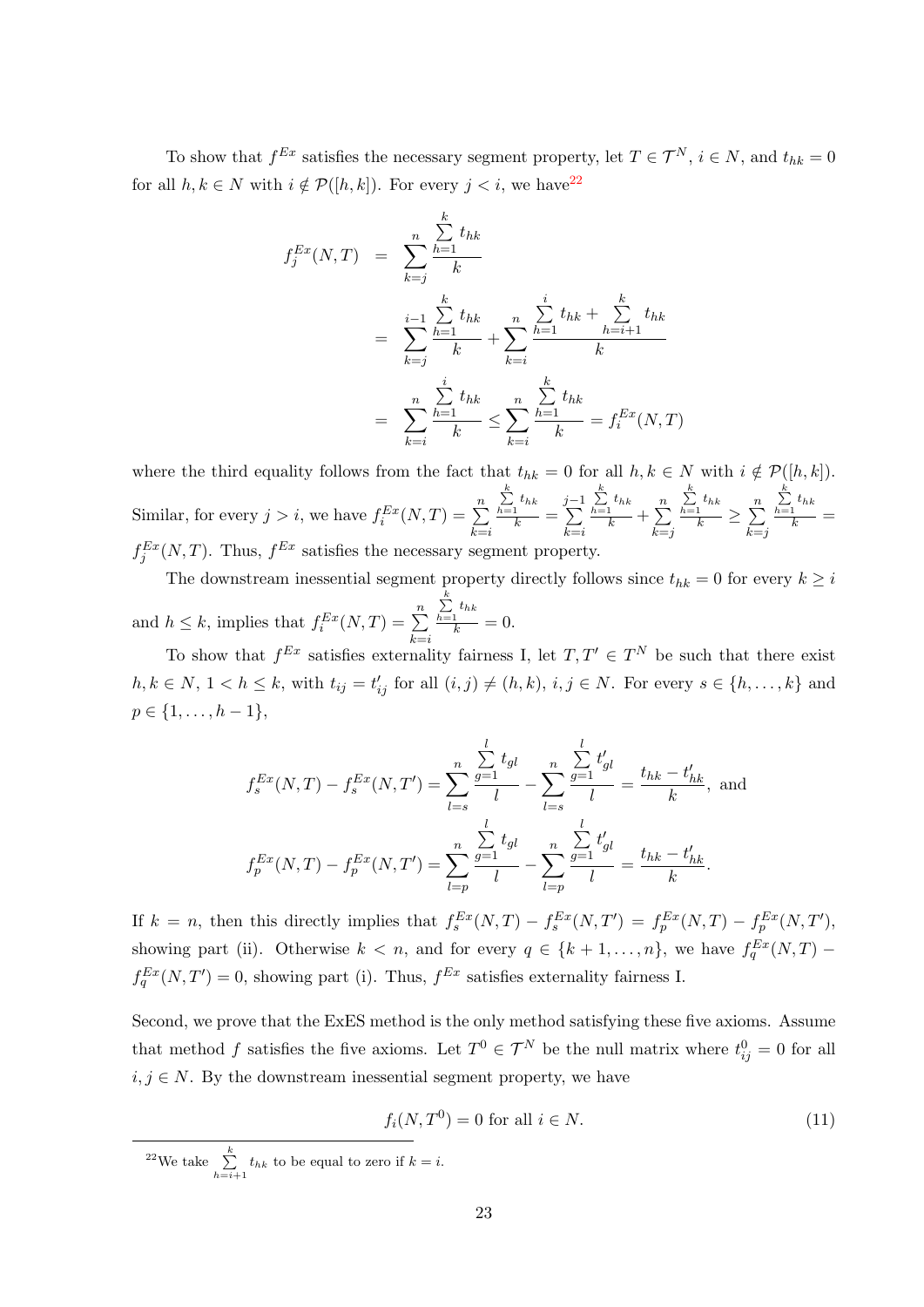To show that $f^{Ex}$ satisfies the necessary segment property, let $T \in \mathcal{T}^N$, $i \in N$, and $t_{hk} = 0$ for all $h, k \in N$ with $i \notin \mathcal{P}([h,k])$. For every $j < i$, we have[22]

$$
\begin{aligned}
f_j^{Ex}(N,T) &= \sum_{k=j}^{n} \frac{\sum_{h=1}^{k} t_{hk}}{k} \\
&= \sum_{k=j}^{i-1} \frac{\sum_{h=1}^{k} t_{hk}}{k} + \sum_{k=i}^{n} \frac{\sum_{h=1}^{i} t_{hk} + \sum_{h=i+1}^{k} t_{hk}}{k} \\
&= \sum_{k=i}^{n} \frac{\sum_{h=1}^{i} t_{hk}}{k} \leq \sum_{k=i}^{n} \frac{\sum_{h=1}^{k} t_{hk}}{k} = f_i^{Ex}(N,T)
\end{aligned}
$$

where the third equality follows from the fact that $t_{hk} = 0$ for all $h, k \in N$ with $i \notin \mathcal{P}([h,k])$. Similar, for every $j > i$, we have $f_i^{Ex}(N,T) = \sum_{k=i}^{n} \frac{\sum_{h=1}^{k} t_{hk}}{k} = \sum_{k=i}^{j-1} \frac{\sum_{h=1}^{k} t_{hk}}{k} + \sum_{k=j}^{n} \frac{\sum_{h=1}^{k} t_{hk}}{k} \geq \sum_{k=j}^{n} \frac{\sum_{h=1}^{k} t_{hk}}{k} = f_j^{Ex}(N,T)$. Thus, $f^{Ex}$ satisfies the necessary segment property.

The downstream inessential segment property directly follows since $t_{hk} = 0$ for every $k \geq i$ and $h \leq k$, implies that $f_i^{Ex}(N,T) = \sum_{k=i}^{n} \frac{\sum_{h=1}^{k} t_{hk}}{k} = 0$.

To show that $f^{Ex}$ satisfies externality fairness I, let $T, T' \in T^N$ be such that there exist $h, k \in N$, $1 < h \leq k$, with $t_{ij} = t'_{ij}$ for all $(i,j) \neq (h,k)$, $i, j \in N$. For every $s \in \{h, \ldots, k\}$ and $p \in \{1, \ldots, h-1\}$,

$$
f_s^{Ex}(N,T) - f_s^{Ex}(N,T') = \sum_{l=s}^{n} \frac{\sum_{g=1}^{l} t_{gl}}{l} - \sum_{l=s}^{n} \frac{\sum_{g=1}^{l} t'_{gl}}{l} = \frac{t_{hk} - t'_{hk}}{k}, \text{ and}
$$

$$
f_p^{Ex}(N,T) - f_p^{Ex}(N,T') = \sum_{l=p}^{n} \frac{\sum_{g=1}^{l} t_{gl}}{l} - \sum_{l=p}^{n} \frac{\sum_{g=1}^{l} t'_{gl}}{l} = \frac{t_{hk} - t'_{hk}}{k}.
$$

If $k = n$, then this directly implies that $f_s^{Ex}(N,T) - f_s^{Ex}(N,T') = f_p^{Ex}(N,T) - f_p^{Ex}(N,T')$, showing part (ii). Otherwise $k < n$, and for every $q \in \{k+1, \ldots, n\}$, we have $f_q^{Ex}(N,T) - f_q^{Ex}(N,T') = 0$, showing part (i). Thus, $f^{Ex}$ satisfies externality fairness I.

Second, we prove that the ExES method is the only method satisfying these five axioms. Assume that method $f$ satisfies the five axioms. Let $T^0 \in \mathcal{T}^N$ be the null matrix where $t_{ij}^0 = 0$ for all $i, j \in N$. By the downstream inessential segment property, we have

$$
f_i(N, T^0) = 0 \text{ for all } i \in N. \tag{11}
$$

[22] We take $\sum_{h=i+1}^{k} t_{hk}$ to be equal to zero if $k = i$.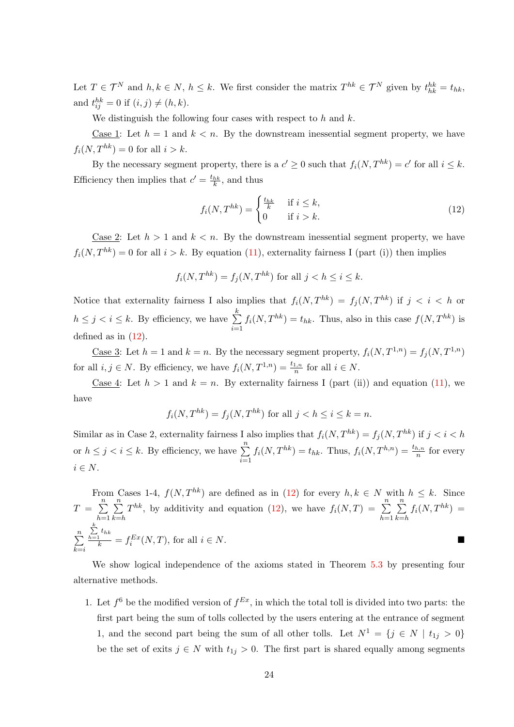Let $T \in \mathcal{T}^N$ and $h, k \in N$, $h \leq k$. We first consider the matrix $T^{hk} \in \mathcal{T}^N$ given by $t^{hk}_{hk} = t_{hk}$, and $t^{hk}_{ij} = 0$ if $(i,j) \neq (h,k)$.

We distinguish the following four cases with respect to $h$ and $k$.

Case 1: Let $h = 1$ and $k < n$. By the downstream inessential segment property, we have $f_i(N, T^{hk}) = 0$ for all $i > k$.

By the necessary segment property, there is a $c' \geq 0$ such that $f_i(N, T^{hk}) = c'$ for all $i \leq k$. Efficiency then implies that $c' = \frac{t_{hk}}{k}$, and thus

$$f_i(N, T^{hk}) = \begin{cases} \frac{t_{hk}}{k} & \text{if } i \leq k, \\ 0 & \text{if } i > k. \end{cases} \tag{12}$$

Case 2: Let $h > 1$ and $k < n$. By the downstream inessential segment property, we have $f_i(N, T^{hk}) = 0$ for all $i > k$. By equation (11), externality fairness I (part (i)) then implies

$$f_i(N, T^{hk}) = f_j(N, T^{hk}) \text{ for all } j < h \leq i \leq k.$$

Notice that externality fairness I also implies that $f_i(N, T^{hk}) = f_j(N, T^{hk})$ if $j < i < h$ or $h \leq j < i \leq k$. By efficiency, we have $\sum_{i=1}^{k} f_i(N, T^{hk}) = t_{hk}$. Thus, also in this case $f(N, T^{hk})$ is defined as in (12).

Case 3: Let $h = 1$ and $k = n$. By the necessary segment property, $f_i(N, T^{1,n}) = f_j(N, T^{1,n})$ for all $i, j \in N$. By efficiency, we have $f_i(N, T^{1,n}) = \frac{t_{1,n}}{n}$ for all $i \in N$.

Case 4: Let $h > 1$ and $k = n$. By externality fairness I (part (ii)) and equation (11), we have

$$f_i(N, T^{hk}) = f_j(N, T^{hk}) \text{ for all } j < h \leq i \leq k = n.$$

Similar as in Case 2, externality fairness I also implies that $f_i(N, T^{hk}) = f_j(N, T^{hk})$ if $j < i < h$ or $h \leq j < i \leq k$. By efficiency, we have $\sum_{i=1}^{n} f_i(N, T^{hk}) = t_{hk}$. Thus, $f_i(N, T^{h,n}) = \frac{t_{h,n}}{n}$ for every $i \in N$.

From Cases 1-4, $f(N, T^{hk})$ are defined as in (12) for every $h, k \in N$ with $h \leq k$. Since $T = \sum_{h=1}^{n} \sum_{k=h}^{n} T^{hk}$, by additivity and equation (12), we have $f_i(N, T) = \sum_{h=1}^{n} \sum_{k=h}^{n} f_i(N, T^{hk}) = \sum_{k=i}^{n} \frac{\sum_{h=1}^{k} t_{hk}}{k} = f_i^{Ex}(N, T)$, for all $i \in N$. ∎

We show logical independence of the axioms stated in Theorem 5.3 by presenting four alternative methods.

1. Let $f^6$ be the modified version of $f^{Ex}$, in which the total toll is divided into two parts: the first part being the sum of tolls collected by the users entering at the entrance of segment 1, and the second part being the sum of all other tolls. Let $N^1 = \{j \in N \mid t_{1j} > 0\}$ be the set of exits $j \in N$ with $t_{1j} > 0$. The first part is shared equally among segments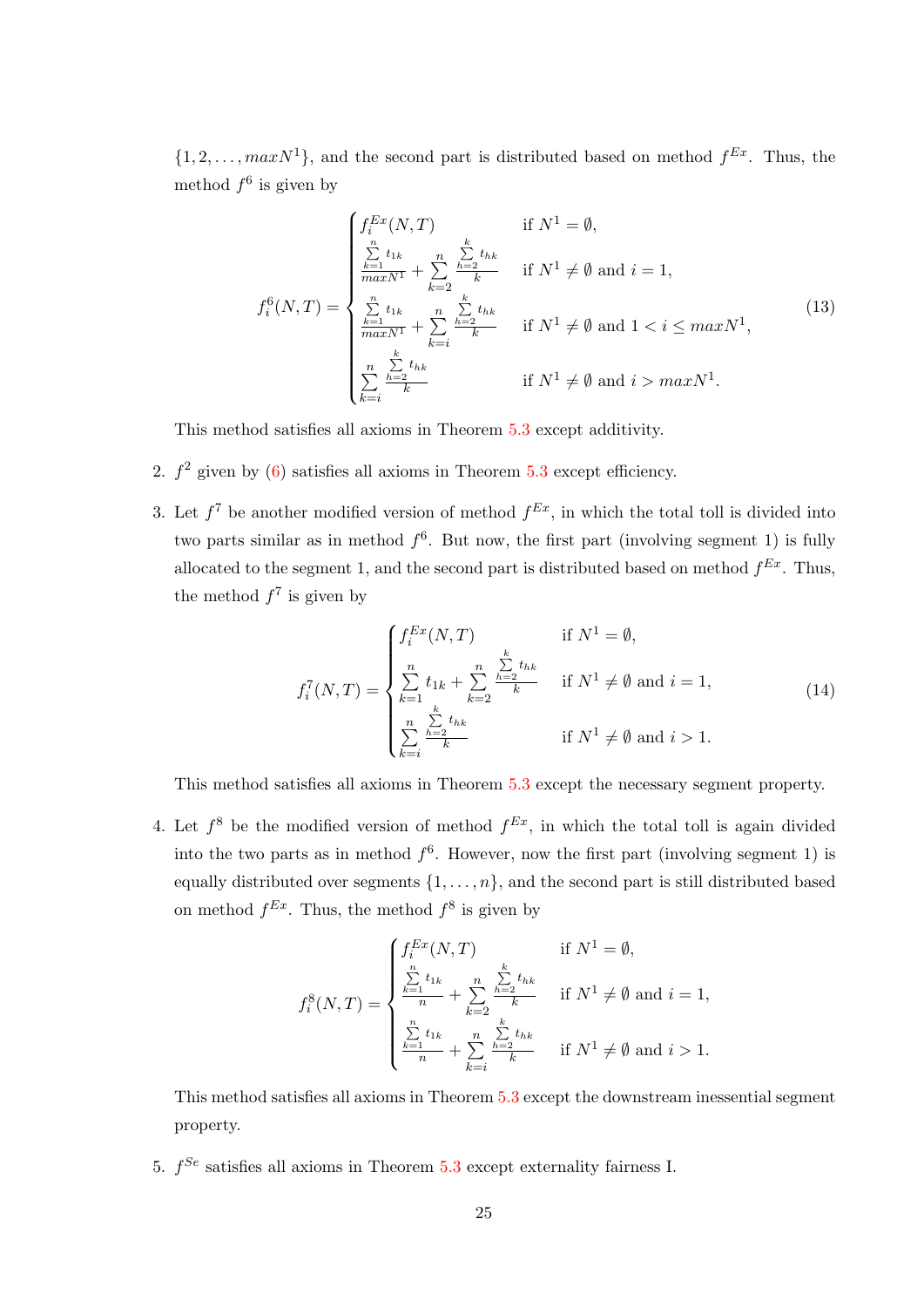$\{1, 2, \dots, maxN^1\}$, and the second part is distributed based on method $f^{Ex}$. Thus, the method $f^6$ is given by

$$f_i^6(N,T) = \begin{cases} f_i^{Ex}(N,T) & \text{if } N^1 = \emptyset, \\ \frac{\sum\limits_{k=1}^{n} t_{1k}}{maxN^1} + \sum\limits_{k=2}^{n} \frac{\sum\limits_{h=2}^{k} t_{hk}}{k} & \text{if } N^1 \neq \emptyset \text{ and } i = 1, \\ \frac{\sum\limits_{k=1}^{n} t_{1k}}{maxN^1} + \sum\limits_{k=i}^{n} \frac{\sum\limits_{h=2}^{k} t_{hk}}{k} & \text{if } N^1 \neq \emptyset \text{ and } 1 < i \leq maxN^1, \\ \sum\limits_{k=i}^{n} \frac{\sum\limits_{h=2}^{k} t_{hk}}{k} & \text{if } N^1 \neq \emptyset \text{ and } i > maxN^1. \end{cases} \tag{13}$$

This method satisfies all axioms in Theorem 5.3 except additivity.

2. $f^2$ given by (6) satisfies all axioms in Theorem 5.3 except efficiency.

3. Let $f^7$ be another modified version of method $f^{Ex}$, in which the total toll is divided into two parts similar as in method $f^6$. But now, the first part (involving segment 1) is fully allocated to the segment 1, and the second part is distributed based on method $f^{Ex}$. Thus, the method $f^7$ is given by

$$f_i^7(N,T) = \begin{cases} f_i^{Ex}(N,T) & \text{if } N^1 = \emptyset, \\ \sum\limits_{k=1}^{n} t_{1k} + \sum\limits_{k=2}^{n} \frac{\sum\limits_{h=2}^{k} t_{hk}}{k} & \text{if } N^1 \neq \emptyset \text{ and } i = 1, \\ \sum\limits_{k=i}^{n} \frac{\sum\limits_{h=2}^{k} t_{hk}}{k} & \text{if } N^1 \neq \emptyset \text{ and } i > 1. \end{cases} \tag{14}$$

This method satisfies all axioms in Theorem 5.3 except the necessary segment property.

4. Let $f^8$ be the modified version of method $f^{Ex}$, in which the total toll is again divided into the two parts as in method $f^6$. However, now the first part (involving segment 1) is equally distributed over segments $\{1, \dots, n\}$, and the second part is still distributed based on method $f^{Ex}$. Thus, the method $f^8$ is given by

$$f_i^8(N,T) = \begin{cases} f_i^{Ex}(N,T) & \text{if } N^1 = \emptyset, \\ \frac{\sum\limits_{k=1}^{n} t_{1k}}{n} + \sum\limits_{k=2}^{n} \frac{\sum\limits_{h=2}^{k} t_{hk}}{k} & \text{if } N^1 \neq \emptyset \text{ and } i = 1, \\ \frac{\sum\limits_{k=1}^{n} t_{1k}}{n} + \sum\limits_{k=i}^{n} \frac{\sum\limits_{h=2}^{k} t_{hk}}{k} & \text{if } N^1 \neq \emptyset \text{ and } i > 1. \end{cases}$$

This method satisfies all axioms in Theorem 5.3 except the downstream inessential segment property.

5. $f^{Se}$ satisfies all axioms in Theorem 5.3 except externality fairness I.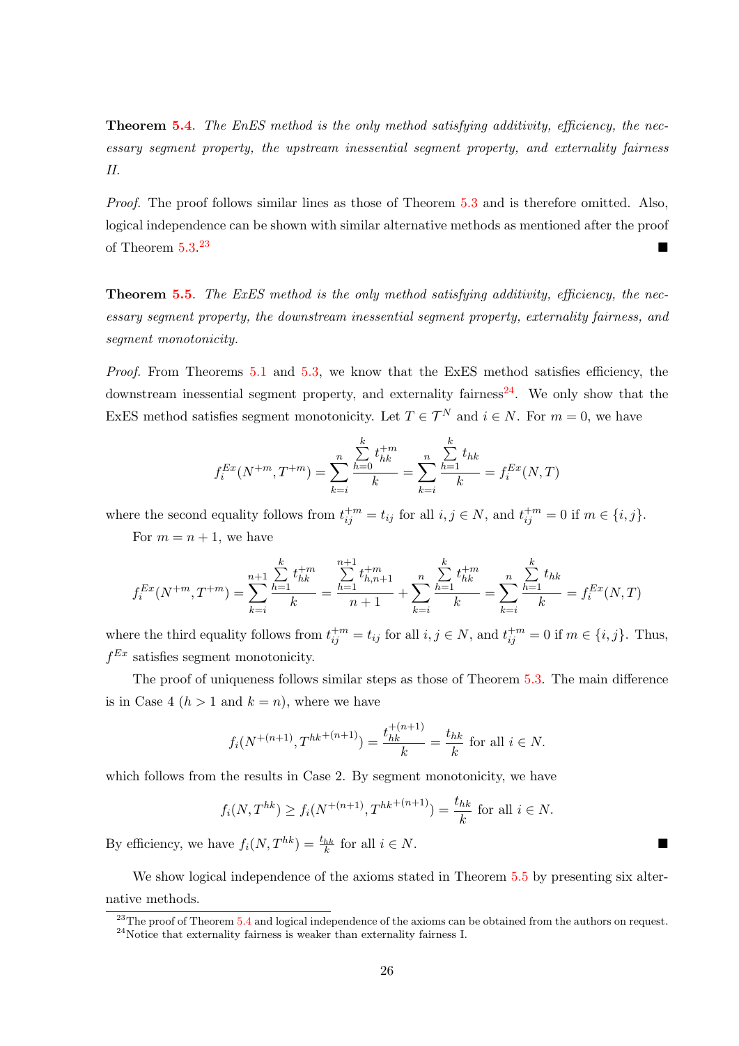**Theorem 5.4**. *The EnES method is the only method satisfying additivity, efficiency, the necessary segment property, the upstream inessential segment property, and externality fairness II.*

*Proof.* The proof follows similar lines as those of Theorem 5.3 and is therefore omitted. Also, logical independence can be shown with similar alternative methods as mentioned after the proof of Theorem 5.3.[23] ■

**Theorem 5.5**. *The ExES method is the only method satisfying additivity, efficiency, the necessary segment property, the downstream inessential segment property, externality fairness, and segment monotonicity.*

*Proof.* From Theorems 5.1 and 5.3, we know that the ExES method satisfies efficiency, the downstream inessential segment property, and externality fairness[24]. We only show that the ExES method satisfies segment monotonicity. Let $T \in \mathcal{T}^N$ and $i \in N$. For $m = 0$, we have

$$f_i^{Ex}(N^{+m}, T^{+m}) = \sum_{k=i}^{n} \frac{\sum_{h=0}^{k} t_{hk}^{+m}}{k} = \sum_{k=i}^{n} \frac{\sum_{h=1}^{k} t_{hk}}{k} = f_i^{Ex}(N, T)$$

where the second equality follows from $t_{ij}^{+m} = t_{ij}$ for all $i, j \in N$, and $t_{ij}^{+m} = 0$ if $m \in \{i, j\}$.

For $m = n + 1$, we have

$$f_i^{Ex}(N^{+m}, T^{+m}) = \sum_{k=i}^{n+1} \frac{\sum_{h=1}^{k} t_{hk}^{+m}}{k} = \frac{\sum_{h=1}^{n+1} t_{h,n+1}^{+m}}{n+1} + \sum_{k=i}^{n} \frac{\sum_{h=1}^{k} t_{hk}^{+m}}{k} = \sum_{k=i}^{n} \frac{\sum_{h=1}^{k} t_{hk}}{k} = f_i^{Ex}(N, T)$$

where the third equality follows from $t_{ij}^{+m} = t_{ij}$ for all $i, j \in N$, and $t_{ij}^{+m} = 0$ if $m \in \{i, j\}$. Thus, $f^{Ex}$ satisfies segment monotonicity.

The proof of uniqueness follows similar steps as those of Theorem 5.3. The main difference is in Case 4 ($h > 1$ and $k = n$), where we have

$$f_i(N^{+(n+1)}, T^{hk+(n+1)}) = \frac{t_{hk}^{+(n+1)}}{k} = \frac{t_{hk}}{k} \text{ for all } i \in N.$$

which follows from the results in Case 2. By segment monotonicity, we have

$$f_i(N, T^{hk}) \geq f_i(N^{+(n+1)}, T^{hk+(n+1)}) = \frac{t_{hk}}{k} \text{ for all } i \in N.$$

By efficiency, we have $f_i(N, T^{hk}) = \frac{t_{hk}}{k}$ for all $i \in N$. ■

We show logical independence of the axioms stated in Theorem 5.5 by presenting six alternative methods.

[23] The proof of Theorem 5.4 and logical independence of the axioms can be obtained from the authors on request.

[24] Notice that externality fairness is weaker than externality fairness I.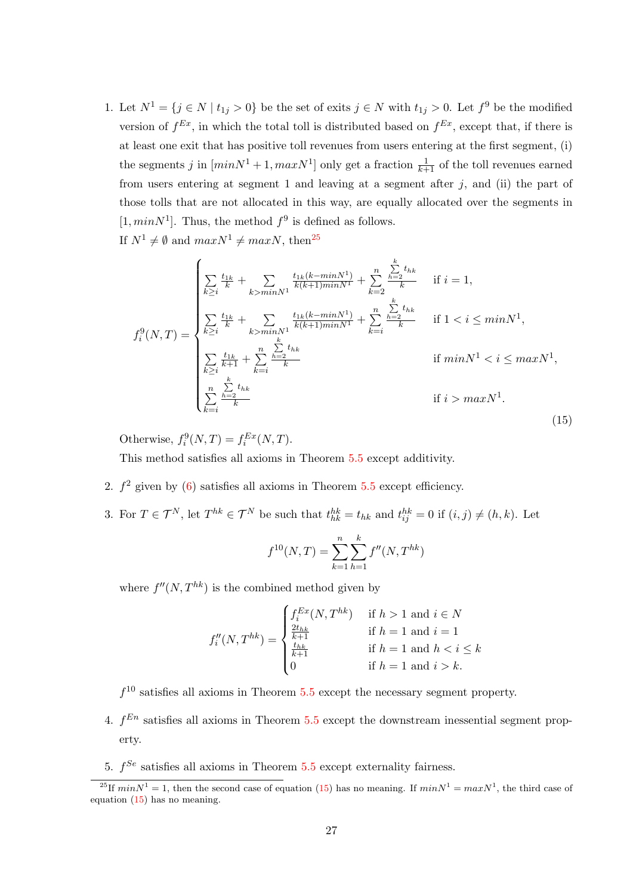1. Let $N^1 = \{j \in N \mid t_{1j} > 0\}$ be the set of exits $j \in N$ with $t_{1j} > 0$. Let $f^9$ be the modified version of $f^{Ex}$, in which the total toll is distributed based on $f^{Ex}$, except that, if there is at least one exit that has positive toll revenues from users entering at the first segment, (i) the segments $j$ in $[minN^1 + 1, maxN^1]$ only get a fraction $\frac{1}{k+1}$ of the toll revenues earned from users entering at segment 1 and leaving at a segment after $j$, and (ii) the part of those tolls that are not allocated in this way, are equally allocated over the segments in $[1, minN^1]$. Thus, the method $f^9$ is defined as follows.

   If $N^1 \neq \emptyset$ and $maxN^1 \neq maxN$, then[25]

$$
f_i^9(N,T) = \begin{cases}
\sum\limits_{k \geq i} \frac{t_{1k}}{k} + \sum\limits_{k > minN^1} \frac{t_{1k}(k - minN^1)}{k(k+1)minN^1} + \sum\limits_{k=2}^{n} \frac{\sum_{h=2}^{k} t_{hk}}{k} & \text{if } i = 1, \\
\sum\limits_{k \geq i} \frac{t_{1k}}{k} + \sum\limits_{k > minN^1} \frac{t_{1k}(k - minN^1)}{k(k+1)minN^1} + \sum\limits_{k=i}^{n} \frac{\sum_{h=2}^{k} t_{hk}}{k} & \text{if } 1 < i \leq minN^1, \\
\sum\limits_{k \geq i} \frac{t_{1k}}{k+1} + \sum\limits_{k=i}^{n} \frac{\sum_{h=2}^{k} t_{hk}}{k} & \text{if } minN^1 < i \leq maxN^1, \\
\sum\limits_{k=i}^{n} \frac{\sum_{h=2}^{k} t_{hk}}{k} & \text{if } i > maxN^1.
\end{cases} \tag{15}
$$

   Otherwise, $f_i^9(N,T) = f_i^{Ex}(N,T)$.

   This method satisfies all axioms in Theorem 5.5 except additivity.

2. $f^2$ given by (6) satisfies all axioms in Theorem 5.5 except efficiency.

3. For $T \in \mathcal{T}^N$, let $T^{hk} \in \mathcal{T}^N$ be such that $t_{hk}^{hk} = t_{hk}$ and $t_{ij}^{hk} = 0$ if $(i,j) \neq (h,k)$. Let

$$
f^{10}(N,T) = \sum_{k=1}^{n} \sum_{h=1}^{k} f''(N,T^{hk})
$$

   where $f''(N,T^{hk})$ is the combined method given by

$$
f_i''(N,T^{hk}) = \begin{cases}
f_i^{Ex}(N,T^{hk}) & \text{if } h > 1 \text{ and } i \in N \\
\frac{2t_{hk}}{k+1} & \text{if } h = 1 \text{ and } i = 1 \\
\frac{t_{hk}}{k+1} & \text{if } h = 1 \text{ and } h < i \leq k \\
0 & \text{if } h = 1 \text{ and } i > k.
\end{cases}
$$

   $f^{10}$ satisfies all axioms in Theorem 5.5 except the necessary segment property.

4. $f^{En}$ satisfies all axioms in Theorem 5.5 except the downstream inessential segment property.

5. $f^{Se}$ satisfies all axioms in Theorem 5.5 except externality fairness.

[25] If $minN^1 = 1$, then the second case of equation (15) has no meaning. If $minN^1 = maxN^1$, the third case of equation (15) has no meaning.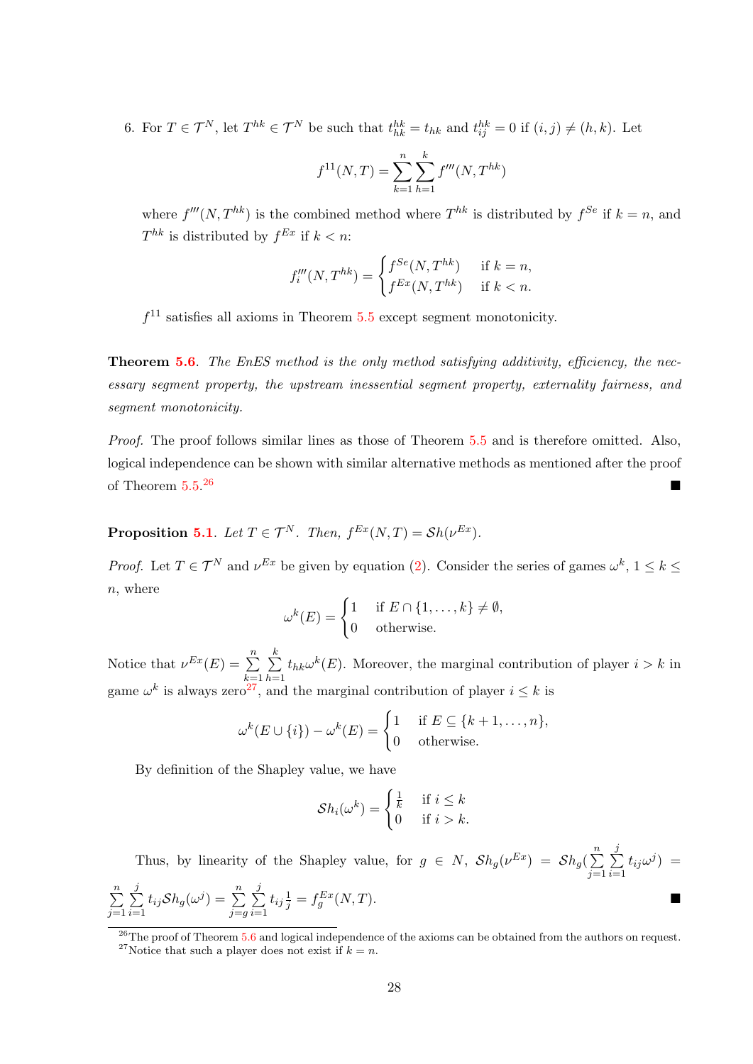6. For $T \in \mathcal{T}^N$, let $T^{hk} \in \mathcal{T}^N$ be such that $t^{hk}_{hk} = t_{hk}$ and $t^{hk}_{ij} = 0$ if $(i,j) \neq (h,k)$. Let

$$f^{11}(N,T) = \sum_{k=1}^{n} \sum_{h=1}^{k} f'''(N, T^{hk})$$

where $f'''(N,T^{hk})$ is the combined method where $T^{hk}$ is distributed by $f^{Se}$ if $k = n$, and $T^{hk}$ is distributed by $f^{Ex}$ if $k < n$:

$$f'''_i(N,T^{hk}) = \begin{cases} f^{Se}(N,T^{hk}) & \text{if } k = n, \\ f^{Ex}(N,T^{hk}) & \text{if } k < n. \end{cases}$$

$f^{11}$ satisfies all axioms in Theorem 5.5 except segment monotonicity.

**Theorem 5.6.** *The EnES method is the only method satisfying additivity, efficiency, the necessary segment property, the upstream inessential segment property, externality fairness, and segment monotonicity.*

*Proof.* The proof follows similar lines as those of Theorem 5.5 and is therefore omitted. Also, logical independence can be shown with similar alternative methods as mentioned after the proof of Theorem 5.5.[26] ■

**Proposition 5.1.** *Let $T \in \mathcal{T}^N$. Then, $f^{Ex}(N,T) = \mathcal{S}h(\nu^{Ex})$.*

*Proof.* Let $T \in \mathcal{T}^N$ and $\nu^{Ex}$ be given by equation (2). Consider the series of games $\omega^k$, $1 \leq k \leq n$, where

$$\omega^k(E) = \begin{cases} 1 & \text{if } E \cap \{1,\ldots,k\} \neq \emptyset, \\ 0 & \text{otherwise.} \end{cases}$$

Notice that $\nu^{Ex}(E) = \sum\limits_{k=1}^{n} \sum\limits_{h=1}^{k} t_{hk}\omega^k(E)$. Moreover, the marginal contribution of player $i > k$ in game $\omega^k$ is always zero[27], and the marginal contribution of player $i \leq k$ is

$$\omega^k(E \cup \{i\}) - \omega^k(E) = \begin{cases} 1 & \text{if } E \subseteq \{k+1,\ldots,n\}, \\ 0 & \text{otherwise.} \end{cases}$$

By definition of the Shapley value, we have

$$\mathcal{S}h_i(\omega^k) = \begin{cases} \frac{1}{k} & \text{if } i \leq k \\ 0 & \text{if } i > k. \end{cases}$$

Thus, by linearity of the Shapley value, for $g \in N$, $\mathcal{S}h_g(\nu^{Ex}) = \mathcal{S}h_g(\sum\limits_{j=1}^{n}\sum\limits_{i=1}^{j} t_{ij}\omega^j) = \sum\limits_{j=1}^{n}\sum\limits_{i=1}^{j} t_{ij}\mathcal{S}h_g(\omega^j) = \sum\limits_{j=g}^{n}\sum\limits_{i=1}^{j} t_{ij}\frac{1}{j} = f^{Ex}_g(N,T)$. ■

[26] The proof of Theorem 5.6 and logical independence of the axioms can be obtained from the authors on request.

[27] Notice that such a player does not exist if $k = n$.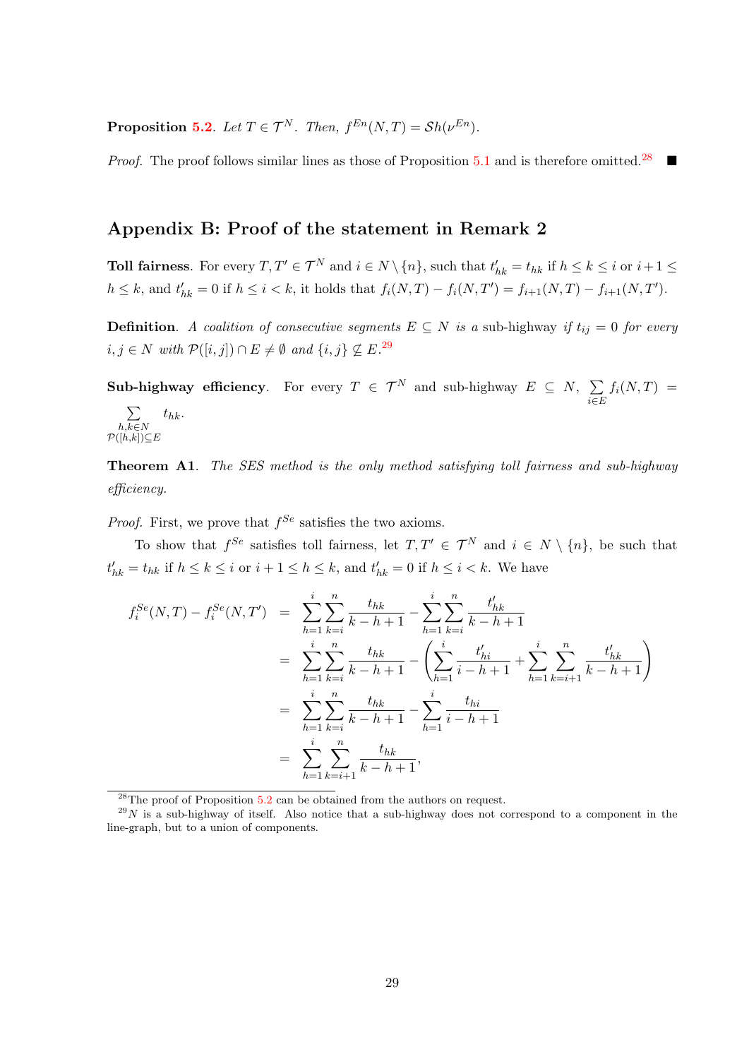**Proposition 5.2**. *Let $T \in \mathcal{T}^N$. Then, $f^{En}(N,T) = \mathcal{S}h(\nu^{En})$.*

*Proof.* The proof follows similar lines as those of Proposition 5.1 and is therefore omitted.[28] ■

## Appendix B: Proof of the statement in Remark 2

**Toll fairness**. For every $T, T' \in \mathcal{T}^N$ and $i \in N \setminus \{n\}$, such that $t'_{hk} = t_{hk}$ if $h \leq k \leq i$ or $i+1 \leq h \leq k$, and $t'_{hk} = 0$ if $h \leq i < k$, it holds that $f_i(N,T) - f_i(N,T') = f_{i+1}(N,T) - f_{i+1}(N,T')$.

**Definition**. *A coalition of consecutive segments $E \subseteq N$ is a* sub-highway *if $t_{ij} = 0$ for every $i, j \in N$ with $\mathcal{P}([i,j]) \cap E \neq \emptyset$ and $\{i,j\} \not\subseteq E$.*[29]

**Sub-highway efficiency**. For every $T \in \mathcal{T}^N$ and sub-highway $E \subseteq N$, $\sum_{i \in E} f_i(N,T) = \sum_{\substack{h,k \in N \\ \mathcal{P}([h,k]) \subseteq E}} t_{hk}$.

**Theorem A1**. *The SES method is the only method satisfying toll fairness and sub-highway efficiency.*

*Proof.* First, we prove that $f^{Se}$ satisfies the two axioms.

To show that $f^{Se}$ satisfies toll fairness, let $T, T' \in \mathcal{T}^N$ and $i \in N \setminus \{n\}$, be such that $t'_{hk} = t_{hk}$ if $h \leq k \leq i$ or $i+1 \leq h \leq k$, and $t'_{hk} = 0$ if $h \leq i < k$. We have

$$
\begin{aligned}
f_i^{Se}(N,T) - f_i^{Se}(N,T') &= \sum_{h=1}^{i}\sum_{k=i}^{n} \frac{t_{hk}}{k-h+1} - \sum_{h=1}^{i}\sum_{k=i}^{n} \frac{t'_{hk}}{k-h+1} \\
&= \sum_{h=1}^{i}\sum_{k=i}^{n} \frac{t_{hk}}{k-h+1} - \left( \sum_{h=1}^{i} \frac{t'_{hi}}{i-h+1} + \sum_{h=1}^{i}\sum_{k=i+1}^{n} \frac{t'_{hk}}{k-h+1} \right) \\
&= \sum_{h=1}^{i}\sum_{k=i}^{n} \frac{t_{hk}}{k-h+1} - \sum_{h=1}^{i} \frac{t_{hi}}{i-h+1} \\
&= \sum_{h=1}^{i}\sum_{k=i+1}^{n} \frac{t_{hk}}{k-h+1},
\end{aligned}
$$

[28] The proof of Proposition 5.2 can be obtained from the authors on request.

[29] $N$ is a sub-highway of itself. Also notice that a sub-highway does not correspond to a component in the line-graph, but to a union of components.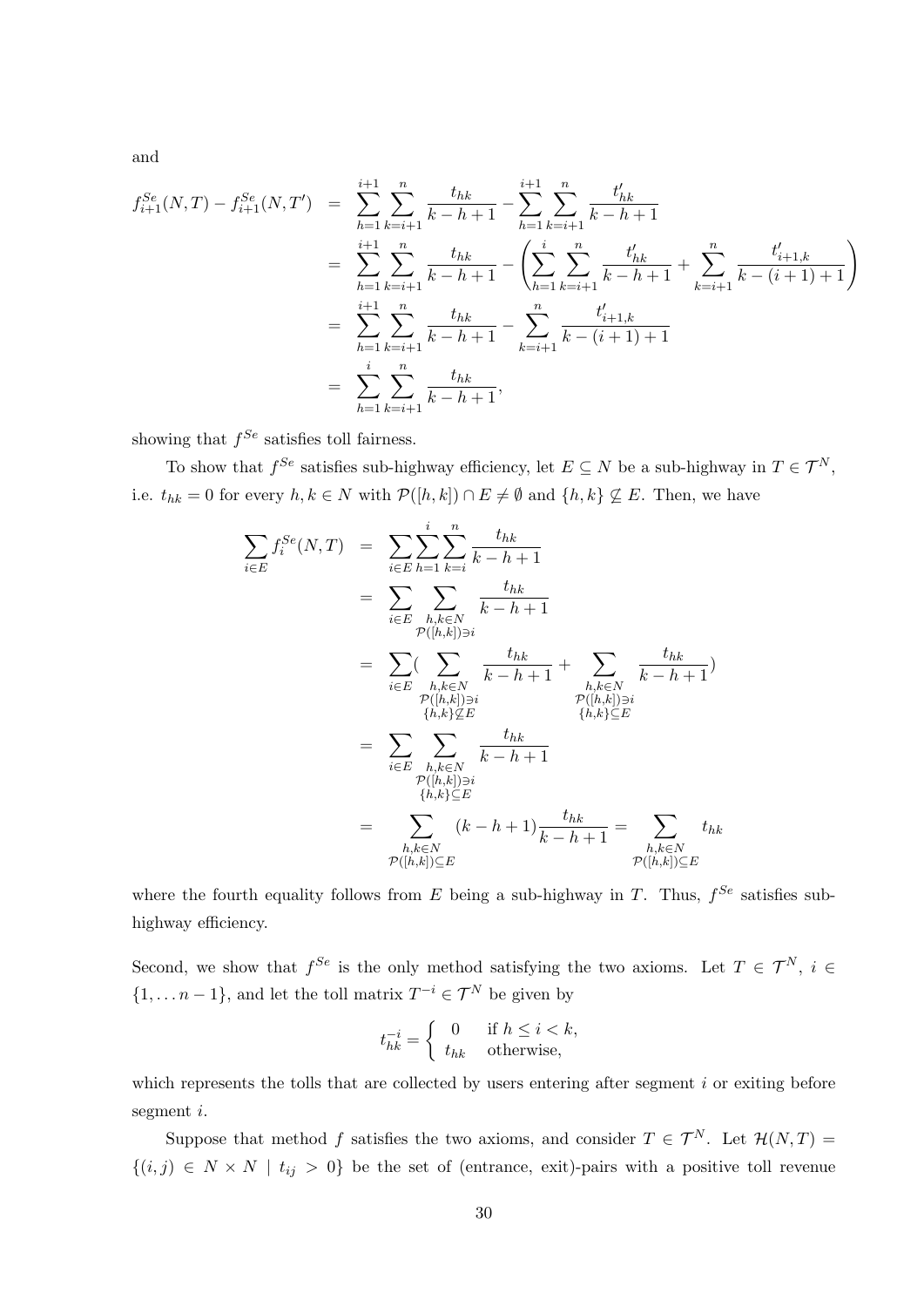and

$$
\begin{aligned}
f_{i+1}^{Se}(N,T) - f_{i+1}^{Se}(N,T') &= \sum_{h=1}^{i+1}\sum_{k=i+1}^{n} \frac{t_{hk}}{k-h+1} - \sum_{h=1}^{i+1}\sum_{k=i+1}^{n} \frac{t'_{hk}}{k-h+1} \\
&= \sum_{h=1}^{i+1}\sum_{k=i+1}^{n} \frac{t_{hk}}{k-h+1} - \left( \sum_{h=1}^{i}\sum_{k=i+1}^{n} \frac{t'_{hk}}{k-h+1} + \sum_{k=i+1}^{n} \frac{t'_{i+1,k}}{k-(i+1)+1} \right) \\
&= \sum_{h=1}^{i+1}\sum_{k=i+1}^{n} \frac{t_{hk}}{k-h+1} - \sum_{k=i+1}^{n} \frac{t'_{i+1,k}}{k-(i+1)+1} \\
&= \sum_{h=1}^{i}\sum_{k=i+1}^{n} \frac{t_{hk}}{k-h+1},
\end{aligned}
$$

showing that $f^{Se}$ satisfies toll fairness.

To show that $f^{Se}$ satisfies sub-highway efficiency, let $E \subseteq N$ be a sub-highway in $T \in \mathcal{T}^N$, i.e. $t_{hk} = 0$ for every $h,k \in N$ with $\mathcal{P}([h,k]) \cap E \neq \emptyset$ and $\{h,k\} \not\subseteq E$. Then, we have

$$
\begin{aligned}
\sum_{i \in E} f_i^{Se}(N,T) &= \sum_{i \in E}\sum_{h=1}^{i}\sum_{k=i}^{n} \frac{t_{hk}}{k-h+1} \\
&= \sum_{i \in E} \sum_{\substack{h,k \in N \\ \mathcal{P}([h,k]) \ni i}} \frac{t_{hk}}{k-h+1} \\
&= \sum_{i \in E} \Big( \sum_{\substack{h,k \in N \\ \mathcal{P}([h,k]) \ni i \\ \{h,k\} \not\subseteq E}} \frac{t_{hk}}{k-h+1} + \sum_{\substack{h,k \in N \\ \mathcal{P}([h,k]) \ni i \\ \{h,k\} \subseteq E}} \frac{t_{hk}}{k-h+1} \Big) \\
&= \sum_{i \in E} \sum_{\substack{h,k \in N \\ \mathcal{P}([h,k]) \ni i \\ \{h,k\} \subseteq E}} \frac{t_{hk}}{k-h+1} \\
&= \sum_{\substack{h,k \in N \\ \mathcal{P}([h,k]) \subseteq E}} (k-h+1) \frac{t_{hk}}{k-h+1} = \sum_{\substack{h,k \in N \\ \mathcal{P}([h,k]) \subseteq E}} t_{hk}
\end{aligned}
$$

where the fourth equality follows from $E$ being a sub-highway in $T$. Thus, $f^{Se}$ satisfies sub-highway efficiency.

Second, we show that $f^{Se}$ is the only method satisfying the two axioms. Let $T \in \mathcal{T}^N$, $i \in \{1, \dots n-1\}$, and let the toll matrix $T^{-i} \in \mathcal{T}^N$ be given by

$$
t_{hk}^{-i} = \begin{cases} 0 & \text{if } h \leq i < k, \\ t_{hk} & \text{otherwise,} \end{cases}
$$

which represents the tolls that are collected by users entering after segment $i$ or exiting before segment $i$.

Suppose that method $f$ satisfies the two axioms, and consider $T \in \mathcal{T}^N$. Let $\mathcal{H}(N,T) = \{(i,j) \in N \times N \mid t_{ij} > 0\}$ be the set of (entrance, exit)-pairs with a positive toll revenue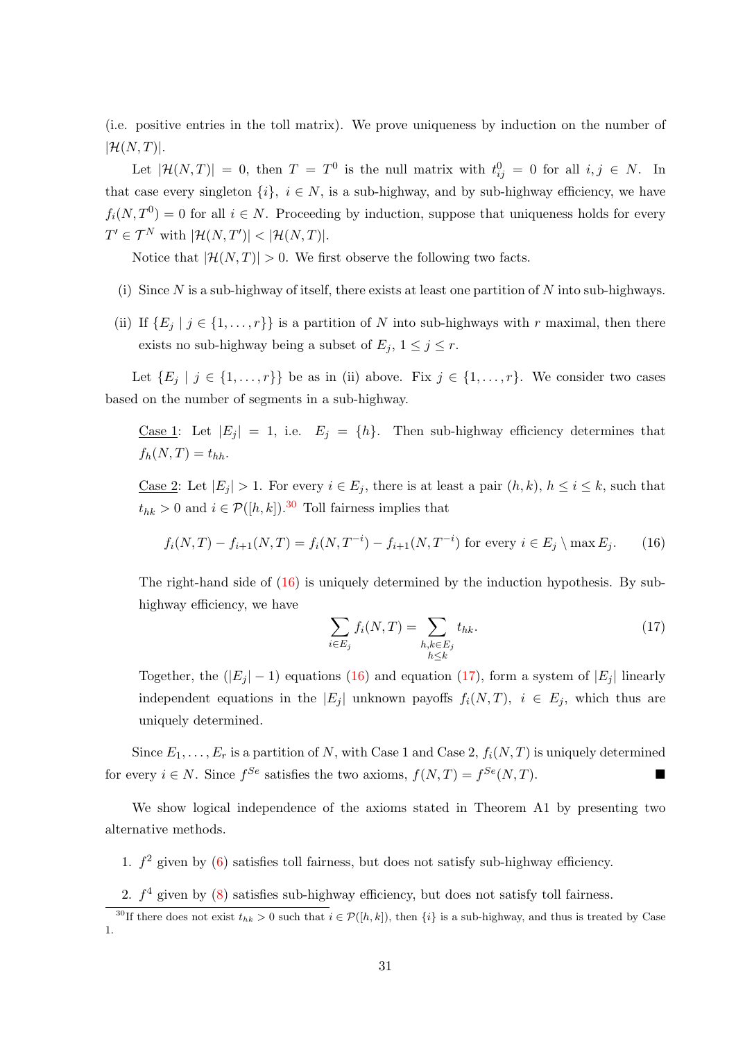(i.e. positive entries in the toll matrix). We prove uniqueness by induction on the number of $|\mathcal{H}(N,T)|$.

Let $|\mathcal{H}(N,T)| = 0$, then $T = T^0$ is the null matrix with $t^0_{ij} = 0$ for all $i,j \in N$. In that case every singleton $\{i\}$, $i \in N$, is a sub-highway, and by sub-highway efficiency, we have $f_i(N,T^0) = 0$ for all $i \in N$. Proceeding by induction, suppose that uniqueness holds for every $T' \in \mathcal{T}^N$ with $|\mathcal{H}(N,T')| < |\mathcal{H}(N,T)|$.

Notice that $|\mathcal{H}(N,T)| > 0$. We first observe the following two facts.

(i) Since $N$ is a sub-highway of itself, there exists at least one partition of $N$ into sub-highways.

(ii) If $\{E_j \mid j \in \{1,\ldots,r\}\}$ is a partition of $N$ into sub-highways with $r$ maximal, then there exists no sub-highway being a subset of $E_j$, $1 \leq j \leq r$.

Let $\{E_j \mid j \in \{1,\ldots,r\}\}$ be as in (ii) above. Fix $j \in \{1,\ldots,r\}$. We consider two cases based on the number of segments in a sub-highway.

Case 1: Let $|E_j| = 1$, i.e. $E_j = \{h\}$. Then sub-highway efficiency determines that $f_h(N,T) = t_{hh}$.

Case 2: Let $|E_j| > 1$. For every $i \in E_j$, there is at least a pair $(h,k)$, $h \leq i \leq k$, such that $t_{hk} > 0$ and $i \in \mathcal{P}([h,k])$.[30] Toll fairness implies that

$$f_i(N,T) - f_{i+1}(N,T) = f_i(N,T^{-i}) - f_{i+1}(N,T^{-i}) \text{ for every } i \in E_j \setminus \max E_j. \tag{16}$$

The right-hand side of (16) is uniquely determined by the induction hypothesis. By sub-highway efficiency, we have

$$\sum_{i \in E_j} f_i(N,T) = \sum_{\substack{h,k \in E_j \\ h \leq k}} t_{hk}. \tag{17}$$

Together, the $(|E_j| - 1)$ equations (16) and equation (17), form a system of $|E_j|$ linearly independent equations in the $|E_j|$ unknown payoffs $f_i(N,T)$, $i \in E_j$, which thus are uniquely determined.

Since $E_1,\ldots,E_r$ is a partition of $N$, with Case 1 and Case 2, $f_i(N,T)$ is uniquely determined for every $i \in N$. Since $f^{Se}$ satisfies the two axioms, $f(N,T) = f^{Se}(N,T)$. ■

We show logical independence of the axioms stated in Theorem A1 by presenting two alternative methods.

1. $f^2$ given by (6) satisfies toll fairness, but does not satisfy sub-highway efficiency.

2. $f^4$ given by (8) satisfies sub-highway efficiency, but does not satisfy toll fairness.

[30] If there does not exist $t_{hk} > 0$ such that $i \in \mathcal{P}([h,k])$, then $\{i\}$ is a sub-highway, and thus is treated by Case 1.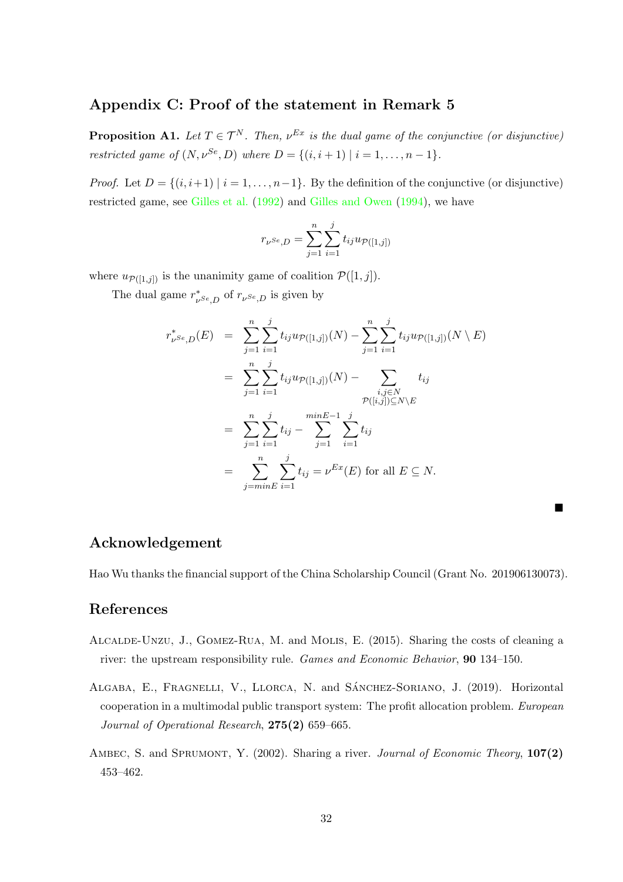## Appendix C: Proof of the statement in Remark 5

**Proposition A1.** *Let $T \in \mathcal{T}^N$. Then, $\nu^{Ex}$ is the dual game of the conjunctive (or disjunctive) restricted game of $(N, \nu^{Se}, D)$ where $D = \{(i, i+1) \mid i = 1, \ldots, n-1\}$.*

*Proof.* Let $D = \{(i, i+1) \mid i = 1, \ldots, n-1\}$. By the definition of the conjunctive (or disjunctive) restricted game, see Gilles et al. (1992) and Gilles and Owen (1994), we have

$$r_{\nu^{Se},D} = \sum_{j=1}^{n} \sum_{i=1}^{j} t_{ij} u_{\mathcal{P}([1,j])}$$

where $u_{\mathcal{P}([1,j])}$ is the unanimity game of coalition $\mathcal{P}([1,j])$.

The dual game $r^*_{\nu^{Se},D}$ of $r_{\nu^{Se},D}$ is given by

$$\begin{aligned}
r^*_{\nu^{Se},D}(E) &= \sum_{j=1}^{n} \sum_{i=1}^{j} t_{ij} u_{\mathcal{P}([1,j])}(N) - \sum_{j=1}^{n} \sum_{i=1}^{j} t_{ij} u_{\mathcal{P}([1,j])}(N \setminus E) \\
&= \sum_{j=1}^{n} \sum_{i=1}^{j} t_{ij} u_{\mathcal{P}([1,j])}(N) - \sum_{\substack{i,j \in N \\ \mathcal{P}([i,j]) \subseteq N \setminus E}} t_{ij} \\
&= \sum_{j=1}^{n} \sum_{i=1}^{j} t_{ij} - \sum_{j=1}^{minE-1} \sum_{i=1}^{j} t_{ij} \\
&= \sum_{j=minE}^{n} \sum_{i=1}^{j} t_{ij} = \nu^{Ex}(E) \text{ for all } E \subseteq N.
\end{aligned}$$

■

## Acknowledgement

Hao Wu thanks the financial support of the China Scholarship Council (Grant No. 201906130073).

## References

Alcalde-Unzu, J., Gomez-Rua, M. and Molis, E. (2015). Sharing the costs of cleaning a river: the upstream responsibility rule. *Games and Economic Behavior*, **90** 134–150.

Algaba, E., Fragnelli, V., Llorca, N. and Sánchez-Soriano, J. (2019). Horizontal cooperation in a multimodal public transport system: The profit allocation problem. *European Journal of Operational Research*, **275(2)** 659–665.

Ambec, S. and Sprumont, Y. (2002). Sharing a river. *Journal of Economic Theory*, **107(2)** 453–462.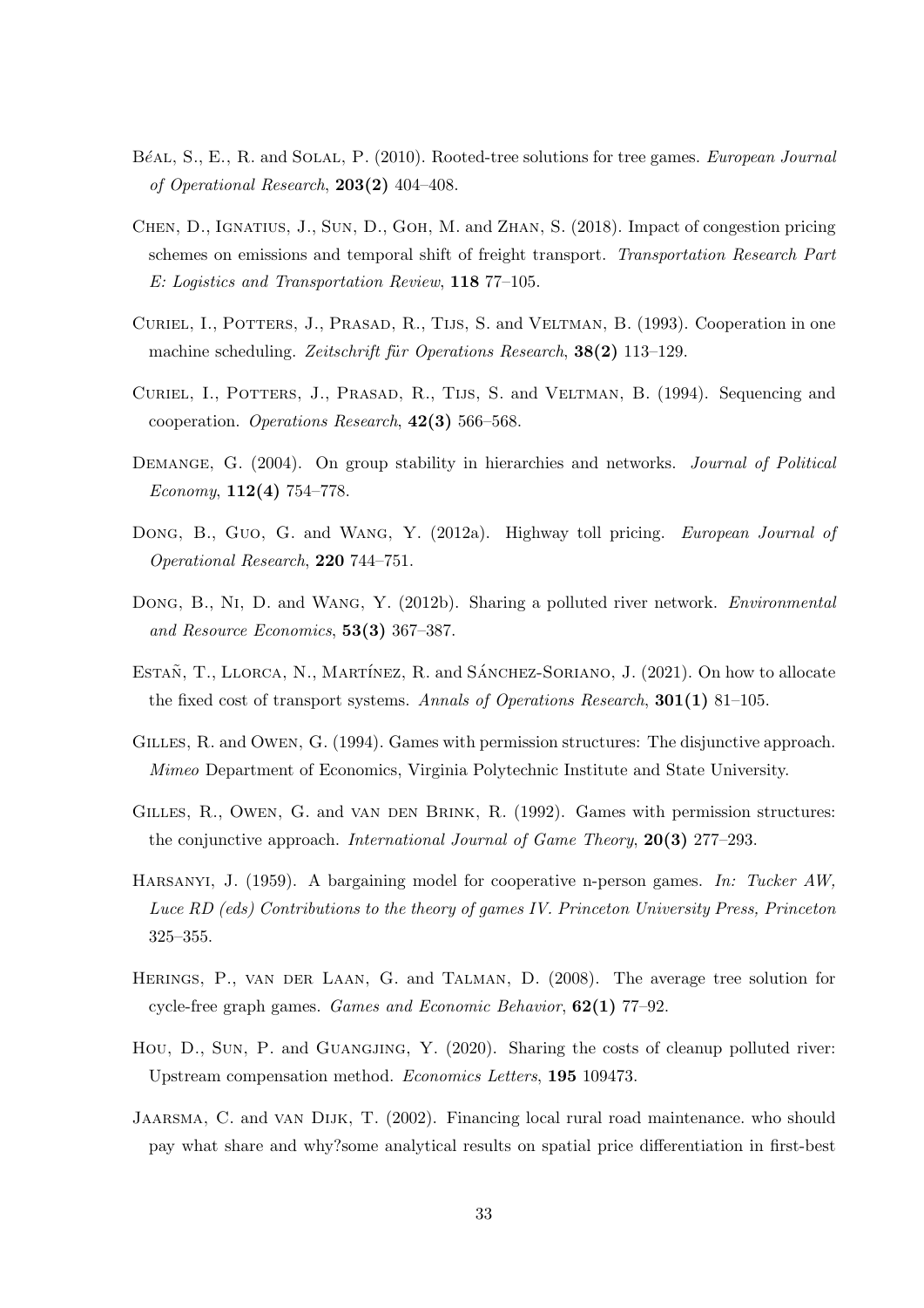Béal, S., E., R. and Solal, P. (2010). Rooted-tree solutions for tree games. *European Journal of Operational Research*, **203(2)** 404–408.

Chen, D., Ignatius, J., Sun, D., Goh, M. and Zhan, S. (2018). Impact of congestion pricing schemes on emissions and temporal shift of freight transport. *Transportation Research Part E: Logistics and Transportation Review*, **118** 77–105.

Curiel, I., Potters, J., Prasad, R., Tijs, S. and Veltman, B. (1993). Cooperation in one machine scheduling. *Zeitschrift für Operations Research*, **38(2)** 113–129.

Curiel, I., Potters, J., Prasad, R., Tijs, S. and Veltman, B. (1994). Sequencing and cooperation. *Operations Research*, **42(3)** 566–568.

Demange, G. (2004). On group stability in hierarchies and networks. *Journal of Political Economy*, **112(4)** 754–778.

Dong, B., Guo, G. and Wang, Y. (2012a). Highway toll pricing. *European Journal of Operational Research*, **220** 744–751.

Dong, B., Ni, D. and Wang, Y. (2012b). Sharing a polluted river network. *Environmental and Resource Economics*, **53(3)** 367–387.

Estañ, T., Llorca, N., Martínez, R. and Sánchez-Soriano, J. (2021). On how to allocate the fixed cost of transport systems. *Annals of Operations Research*, **301(1)** 81–105.

Gilles, R. and Owen, G. (1994). Games with permission structures: The disjunctive approach. *Mimeo* Department of Economics, Virginia Polytechnic Institute and State University.

Gilles, R., Owen, G. and van den Brink, R. (1992). Games with permission structures: the conjunctive approach. *International Journal of Game Theory*, **20(3)** 277–293.

Harsanyi, J. (1959). A bargaining model for cooperative n-person games. *In: Tucker AW, Luce RD (eds) Contributions to the theory of games IV. Princeton University Press, Princeton* 325–355.

Herings, P., van der Laan, G. and Talman, D. (2008). The average tree solution for cycle-free graph games. *Games and Economic Behavior*, **62(1)** 77–92.

Hou, D., Sun, P. and Guangjing, Y. (2020). Sharing the costs of cleanup polluted river: Upstream compensation method. *Economics Letters*, **195** 109473.

Jaarsma, C. and van Dijk, T. (2002). Financing local rural road maintenance. who should pay what share and why?some analytical results on spatial price differentiation in first-best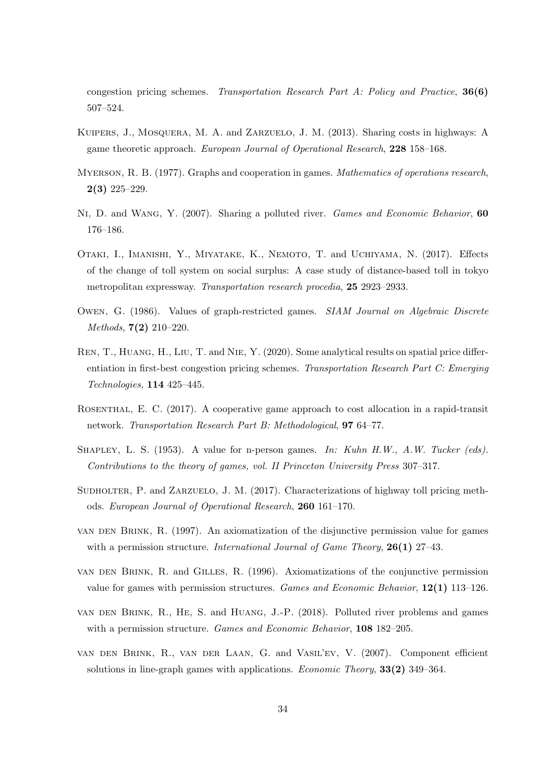congestion pricing schemes. *Transportation Research Part A: Policy and Practice*, **36(6)** 507–524.

Kuipers, J., Mosquera, M. A. and Zarzuelo, J. M. (2013). Sharing costs in highways: A game theoretic approach. *European Journal of Operational Research*, **228** 158–168.

Myerson, R. B. (1977). Graphs and cooperation in games. *Mathematics of operations research*, **2(3)** 225–229.

Ni, D. and Wang, Y. (2007). Sharing a polluted river. *Games and Economic Behavior*, **60** 176–186.

Otaki, I., Imanishi, Y., Miyatake, K., Nemoto, T. and Uchiyama, N. (2017). Effects of the change of toll system on social surplus: A case study of distance-based toll in tokyo metropolitan expressway. *Transportation research procedia*, **25** 2923–2933.

Owen, G. (1986). Values of graph-restricted games. *SIAM Journal on Algebraic Discrete Methods*, **7(2)** 210–220.

Ren, T., Huang, H., Liu, T. and Nie, Y. (2020). Some analytical results on spatial price differentiation in first-best congestion pricing schemes. *Transportation Research Part C: Emerging Technologies*, **114** 425–445.

Rosenthal, E. C. (2017). A cooperative game approach to cost allocation in a rapid-transit network. *Transportation Research Part B: Methodological*, **97** 64–77.

Shapley, L. S. (1953). A value for n-person games. *In: Kuhn H.W., A.W. Tucker (eds). Contributions to the theory of games, vol. II Princeton University Press* 307–317.

Sudholter, P. and Zarzuelo, J. M. (2017). Characterizations of highway toll pricing methods. *European Journal of Operational Research*, **260** 161–170.

van den Brink, R. (1997). An axiomatization of the disjunctive permission value for games with a permission structure. *International Journal of Game Theory*, **26(1)** 27–43.

van den Brink, R. and Gilles, R. (1996). Axiomatizations of the conjunctive permission value for games with permission structures. *Games and Economic Behavior*, **12(1)** 113–126.

van den Brink, R., He, S. and Huang, J.-P. (2018). Polluted river problems and games with a permission structure. *Games and Economic Behavior*, **108** 182–205.

van den Brink, R., van der Laan, G. and Vasil'ev, V. (2007). Component efficient solutions in line-graph games with applications. *Economic Theory*, **33(2)** 349–364.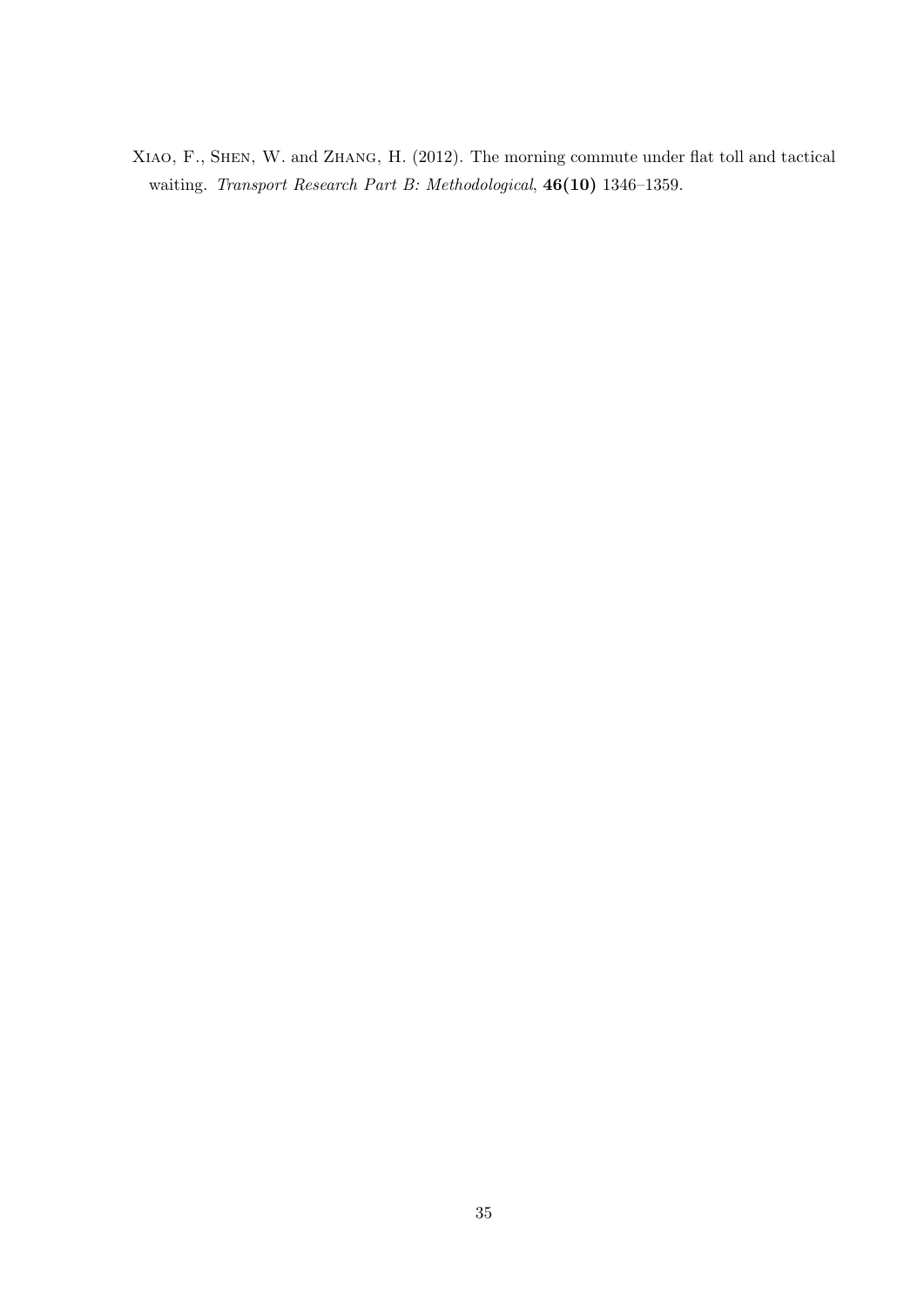Xiao, F., Shen, W. and Zhang, H. (2012). The morning commute under flat toll and tactical waiting. *Transport Research Part B: Methodological*, **46(10)** 1346–1359.